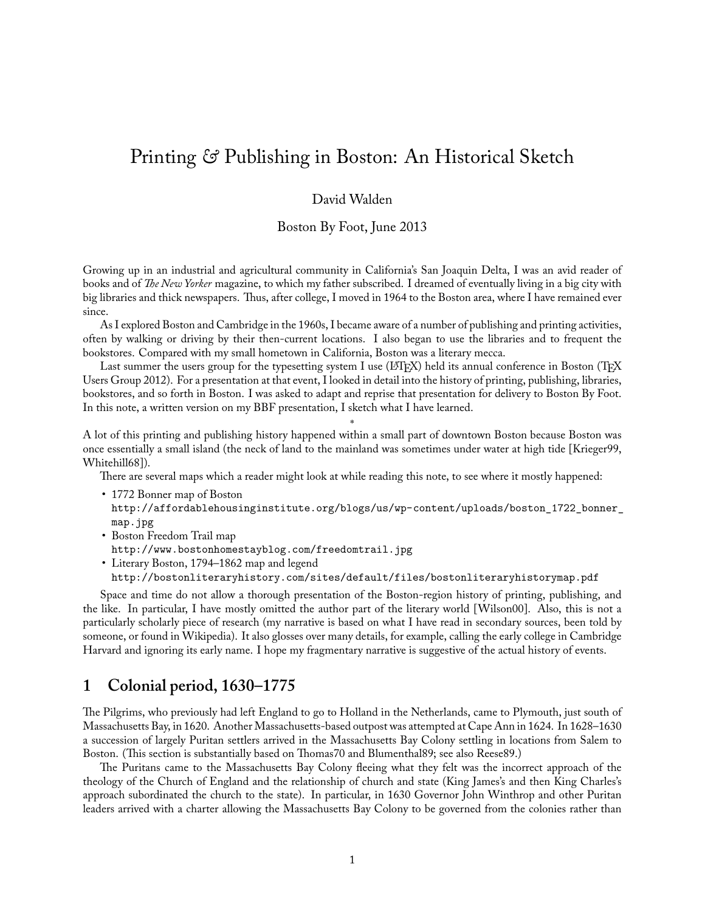# Printing & Publishing in Boston: An Historical Sketch

David Walden

Boston By Foot, June 2013

Growing up in an industrial and agricultural community in California's San Joaquin Delta, I was an avid reader of books and of *The New Yorker* magazine, to which my father subscribed. I dreamed of eventually living in a big city with big libraries and thick newspapers. Thus, after college, I moved in 1964 to the Boston area, where I have remained ever since.

As I explored Boston and Cambridge in the 1960s, I became aware of a number of publishing and printing activities, often by walking or driving by their then-current locations. I also began to use the libraries and to frequent the bookstores. Compared with my small hometown in California, Boston was a literary mecca.

Last summer the users group for the typesetting system I use (LaTeX) held its annual conference in Boston (TeX Users Group 2012). For a presentation at that event, I looked in detail into the history of printing, publishing, libraries, bookstores, and so forth in Boston. I was asked to adapt and reprise that presentation for delivery to Boston By Foot. In this note, a written version on my BBF presentation, I sketch what I have learned.

\*

A lot of this printing and publishing history happened within a small part of downtown Boston because Boston was once essentially a small island (the neck of land to the mainland was sometimes under water at high tide [Krieger99, Whitehill68]).

There are several maps which a reader might look at while reading this note, to see where it mostly happened:

- 1772 Bonner map of Boston
  `http://affordablehousinginstitute.org/blogs/us/wp-content/uploads/boston_1722_bonner_map.jpg`
- Boston Freedom Trail map
  `http://www.bostonhomestayblog.com/freedomtrail.jpg`
- Literary Boston, 1794–1862 map and legend
  `http://bostonliteraryhistory.com/sites/default/files/bostonliteraryhistorymap.pdf`

Space and time do not allow a thorough presentation of the Boston-region history of printing, publishing, and the like. In particular, I have mostly omitted the author part of the literary world [Wilson00]. Also, this is not a particularly scholarly piece of research (my narrative is based on what I have read in secondary sources, been told by someone, or found in Wikipedia). It also glosses over many details, for example, calling the early college in Cambridge Harvard and ignoring its early name. I hope my fragmentary narrative is suggestive of the actual history of events.

## 1 Colonial period, 1630–1775

The Pilgrims, who previously had left England to go to Holland in the Netherlands, came to Plymouth, just south of Massachusetts Bay, in 1620. Another Massachusetts-based outpost was attempted at Cape Ann in 1624. In 1628–1630 a succession of largely Puritan settlers arrived in the Massachusetts Bay Colony settling in locations from Salem to Boston. (This section is substantially based on Thomas70 and Blumenthal89; see also Reese89.)

The Puritans came to the Massachusetts Bay Colony fleeing what they felt was the incorrect approach of the theology of the Church of England and the relationship of church and state (King James's and then King Charles's approach subordinated the church to the state). In particular, in 1630 Governor John Winthrop and other Puritan leaders arrived with a charter allowing the Massachusetts Bay Colony to be governed from the colonies rather than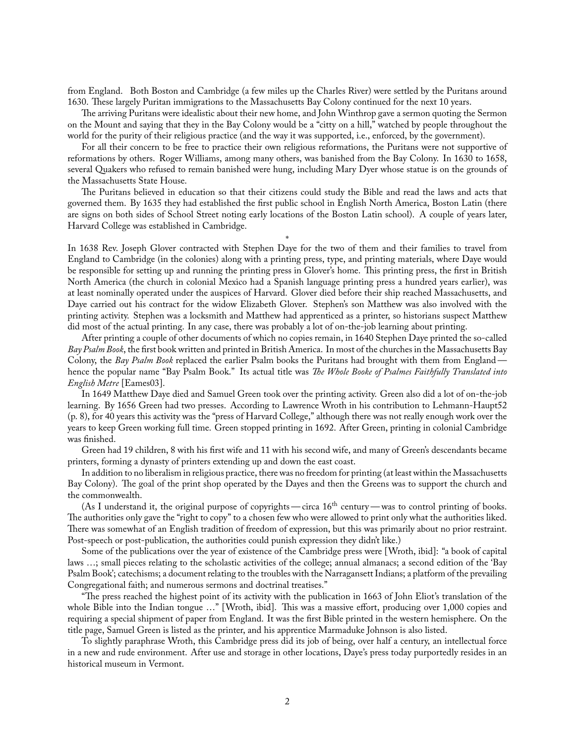from England. Both Boston and Cambridge (a few miles up the Charles River) were settled by the Puritans around 1630. These largely Puritan immigrations to the Massachusetts Bay Colony continued for the next 10 years.

The arriving Puritans were idealistic about their new home, and John Winthrop gave a sermon quoting the Sermon on the Mount and saying that they in the Bay Colony would be a "citty on a hill," watched by people throughout the world for the purity of their religious practice (and the way it was supported, i.e., enforced, by the government).

For all their concern to be free to practice their own religious reformations, the Puritans were not supportive of reformations by others. Roger Williams, among many others, was banished from the Bay Colony. In 1630 to 1658, several Quakers who refused to remain banished were hung, including Mary Dyer whose statue is on the grounds of the Massachusetts State House.

The Puritans believed in education so that their citizens could study the Bible and read the laws and acts that governed them. By 1635 they had established the first public school in English North America, Boston Latin (there are signs on both sides of School Street noting early locations of the Boston Latin school). A couple of years later, Harvard College was established in Cambridge.

*

In 1638 Rev. Joseph Glover contracted with Stephen Daye for the two of them and their families to travel from England to Cambridge (in the colonies) along with a printing press, type, and printing materials, where Daye would be responsible for setting up and running the printing press in Glover's home. This printing press, the first in British North America (the church in colonial Mexico had a Spanish language printing press a hundred years earlier), was at least nominally operated under the auspices of Harvard. Glover died before their ship reached Massachusetts, and Daye carried out his contract for the widow Elizabeth Glover. Stephen's son Matthew was also involved with the printing activity. Stephen was a locksmith and Matthew had apprenticed as a printer, so historians suspect Matthew did most of the actual printing. In any case, there was probably a lot of on-the-job learning about printing.

After printing a couple of other documents of which no copies remain, in 1640 Stephen Daye printed the so-called *Bay Psalm Book*, the first book written and printed in British America. In most of the churches in the Massachusetts Bay Colony, the *Bay Psalm Book* replaced the earlier Psalm books the Puritans had brought with them from England—hence the popular name "Bay Psalm Book." Its actual title was *The Whole Booke of Psalmes Faithfully Translated into English Metre* [Eames03].

In 1649 Matthew Daye died and Samuel Green took over the printing activity. Green also did a lot of on-the-job learning. By 1656 Green had two presses. According to Lawrence Wroth in his contribution to Lehmann-Haupt52 (p. 8), for 40 years this activity was the "press of Harvard College," although there was not really enough work over the years to keep Green working full time. Green stopped printing in 1692. After Green, printing in colonial Cambridge was finished.

Green had 19 children, 8 with his first wife and 11 with his second wife, and many of Green's descendants became printers, forming a dynasty of printers extending up and down the east coast.

In addition to no liberalism in religious practice, there was no freedom for printing (at least within the Massachusetts Bay Colony). The goal of the print shop operated by the Dayes and then the Greens was to support the church and the commonwealth.

(As I understand it, the original purpose of copyrights—circa 16th century—was to control printing of books. The authorities only gave the "right to copy" to a chosen few who were allowed to print only what the authorities liked. There was somewhat of an English tradition of freedom of expression, but this was primarily about no prior restraint. Post-speech or post-publication, the authorities could punish expression they didn't like.)

Some of the publications over the year of existence of the Cambridge press were [Wroth, ibid]: "a book of capital laws …; small pieces relating to the scholastic activities of the college; annual almanacs; a second edition of the 'Bay Psalm Book'; catechisms; a document relating to the troubles with the Narragansett Indians; a platform of the prevailing Congregational faith; and numerous sermons and doctrinal treatises."

"The press reached the highest point of its activity with the publication in 1663 of John Eliot's translation of the whole Bible into the Indian tongue …" [Wroth, ibid]. This was a massive effort, producing over 1,000 copies and requiring a special shipment of paper from England. It was the first Bible printed in the western hemisphere. On the title page, Samuel Green is listed as the printer, and his apprentice Marmaduke Johnson is also listed.

To slightly paraphrase Wroth, this Cambridge press did its job of being, over half a century, an intellectual force in a new and rude environment. After use and storage in other locations, Daye's press today purportedly resides in an historical museum in Vermont.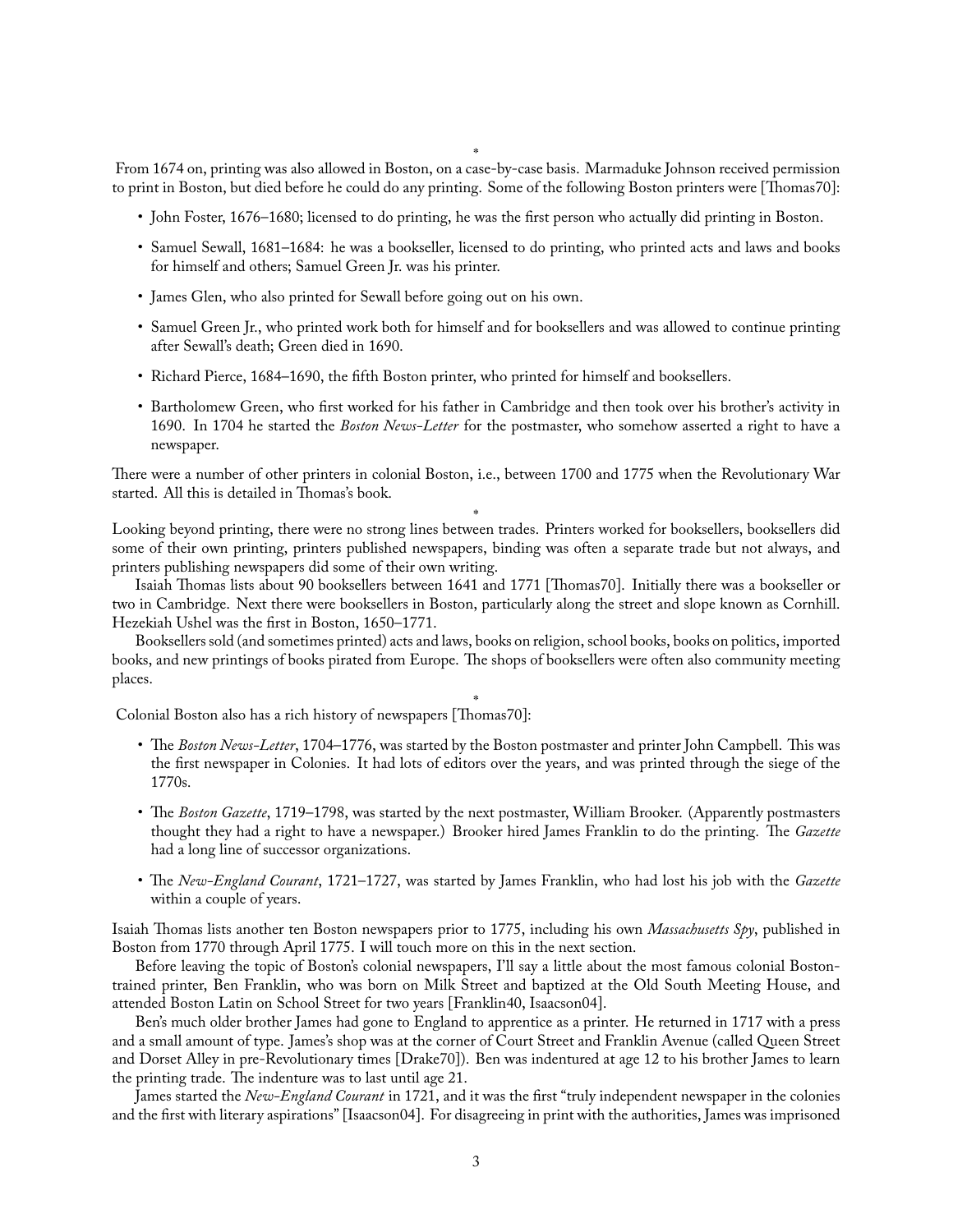*

From 1674 on, printing was also allowed in Boston, on a case-by-case basis. Marmaduke Johnson received permission to print in Boston, but died before he could do any printing. Some of the following Boston printers were [Thomas70]:

- John Foster, 1676–1680; licensed to do printing, he was the first person who actually did printing in Boston.
- Samuel Sewall, 1681–1684: he was a bookseller, licensed to do printing, who printed acts and laws and books for himself and others; Samuel Green Jr. was his printer.
- James Glen, who also printed for Sewall before going out on his own.
- Samuel Green Jr., who printed work both for himself and for booksellers and was allowed to continue printing after Sewall's death; Green died in 1690.
- Richard Pierce, 1684–1690, the fifth Boston printer, who printed for himself and booksellers.
- Bartholomew Green, who first worked for his father in Cambridge and then took over his brother's activity in 1690. In 1704 he started the *Boston News-Letter* for the postmaster, who somehow asserted a right to have a newspaper.

There were a number of other printers in colonial Boston, i.e., between 1700 and 1775 when the Revolutionary War started. All this is detailed in Thomas's book.

*

Looking beyond printing, there were no strong lines between trades. Printers worked for booksellers, booksellers did some of their own printing, printers published newspapers, binding was often a separate trade but not always, and printers publishing newspapers did some of their own writing.

Isaiah Thomas lists about 90 booksellers between 1641 and 1771 [Thomas70]. Initially there was a bookseller or two in Cambridge. Next there were booksellers in Boston, particularly along the street and slope known as Cornhill. Hezekiah Ushel was the first in Boston, 1650–1771.

Booksellers sold (and sometimes printed) acts and laws, books on religion, school books, books on politics, imported books, and new printings of books pirated from Europe. The shops of booksellers were often also community meeting places.

*

Colonial Boston also has a rich history of newspapers [Thomas70]:

- The *Boston News-Letter*, 1704–1776, was started by the Boston postmaster and printer John Campbell. This was the first newspaper in Colonies. It had lots of editors over the years, and was printed through the siege of the 1770s.
- The *Boston Gazette*, 1719–1798, was started by the next postmaster, William Brooker. (Apparently postmasters thought they had a right to have a newspaper.) Brooker hired James Franklin to do the printing. The *Gazette* had a long line of successor organizations.
- The *New-England Courant*, 1721–1727, was started by James Franklin, who had lost his job with the *Gazette* within a couple of years.

Isaiah Thomas lists another ten Boston newspapers prior to 1775, including his own *Massachusetts Spy*, published in Boston from 1770 through April 1775. I will touch more on this in the next section.

Before leaving the topic of Boston's colonial newspapers, I'll say a little about the most famous colonial Boston-trained printer, Ben Franklin, who was born on Milk Street and baptized at the Old South Meeting House, and attended Boston Latin on School Street for two years [Franklin40, Isaacson04].

Ben's much older brother James had gone to England to apprentice as a printer. He returned in 1717 with a press and a small amount of type. James's shop was at the corner of Court Street and Franklin Avenue (called Queen Street and Dorset Alley in pre-Revolutionary times [Drake70]). Ben was indentured at age 12 to his brother James to learn the printing trade. The indenture was to last until age 21.

James started the *New-England Courant* in 1721, and it was the first "truly independent newspaper in the colonies and the first with literary aspirations" [Isaacson04]. For disagreeing in print with the authorities, James was imprisoned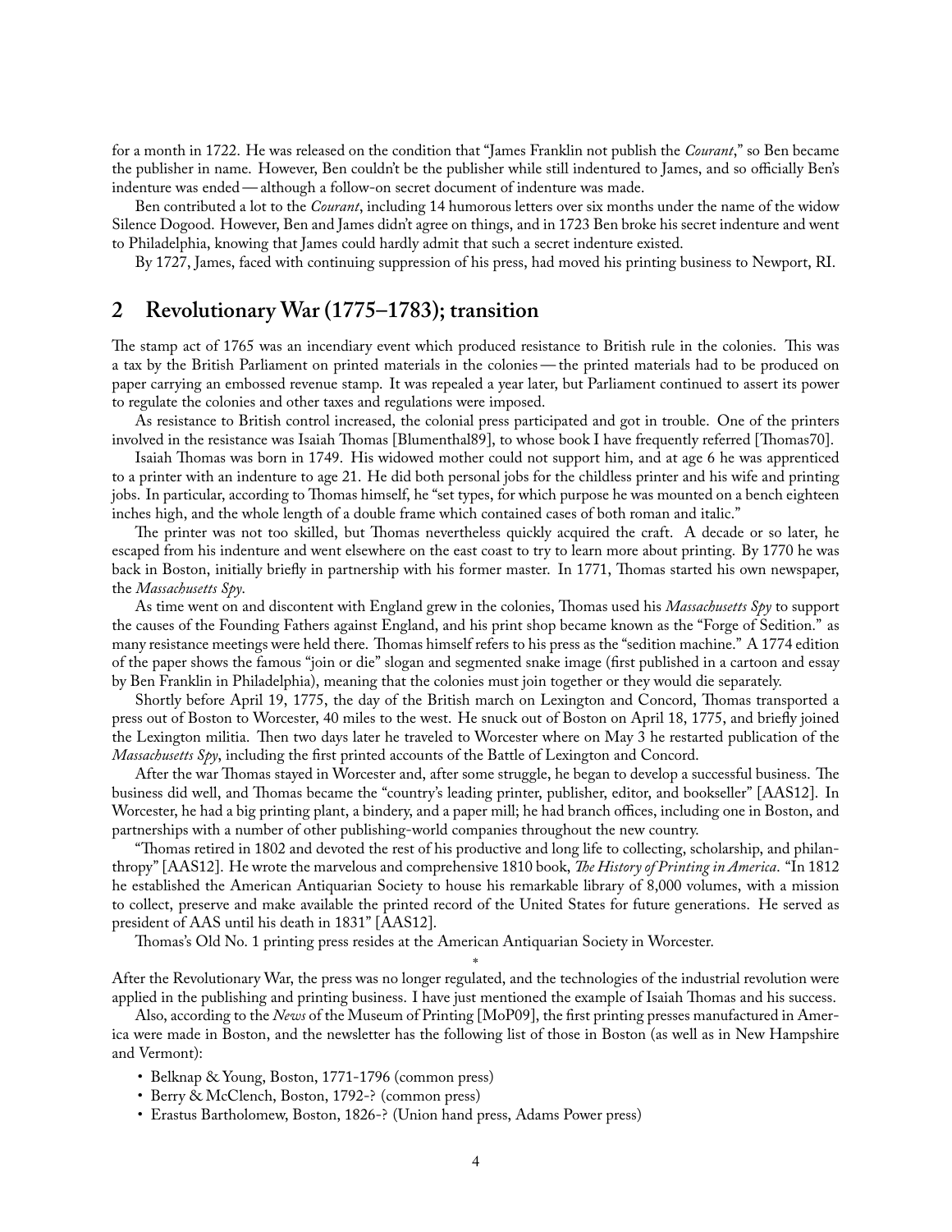for a month in 1722. He was released on the condition that "James Franklin not publish the *Courant*," so Ben became the publisher in name. However, Ben couldn't be the publisher while still indentured to James, and so officially Ben's indenture was ended — although a follow-on secret document of indenture was made.

Ben contributed a lot to the *Courant*, including 14 humorous letters over six months under the name of the widow Silence Dogood. However, Ben and James didn't agree on things, and in 1723 Ben broke his secret indenture and went to Philadelphia, knowing that James could hardly admit that such a secret indenture existed.

By 1727, James, faced with continuing suppression of his press, had moved his printing business to Newport, RI.

## 2 Revolutionary War (1775–1783); transition

The stamp act of 1765 was an incendiary event which produced resistance to British rule in the colonies. This was a tax by the British Parliament on printed materials in the colonies — the printed materials had to be produced on paper carrying an embossed revenue stamp. It was repealed a year later, but Parliament continued to assert its power to regulate the colonies and other taxes and regulations were imposed.

As resistance to British control increased, the colonial press participated and got in trouble. One of the printers involved in the resistance was Isaiah Thomas [Blumenthal89], to whose book I have frequently referred [Thomas70].

Isaiah Thomas was born in 1749. His widowed mother could not support him, and at age 6 he was apprenticed to a printer with an indenture to age 21. He did both personal jobs for the childless printer and his wife and printing jobs. In particular, according to Thomas himself, he "set types, for which purpose he was mounted on a bench eighteen inches high, and the whole length of a double frame which contained cases of both roman and italic."

The printer was not too skilled, but Thomas nevertheless quickly acquired the craft. A decade or so later, he escaped from his indenture and went elsewhere on the east coast to try to learn more about printing. By 1770 he was back in Boston, initially briefly in partnership with his former master. In 1771, Thomas started his own newspaper, the *Massachusetts Spy*.

As time went on and discontent with England grew in the colonies, Thomas used his *Massachusetts Spy* to support the causes of the Founding Fathers against England, and his print shop became known as the "Forge of Sedition." as many resistance meetings were held there. Thomas himself refers to his press as the "sedition machine." A 1774 edition of the paper shows the famous "join or die" slogan and segmented snake image (first published in a cartoon and essay by Ben Franklin in Philadelphia), meaning that the colonies must join together or they would die separately.

Shortly before April 19, 1775, the day of the British march on Lexington and Concord, Thomas transported a press out of Boston to Worcester, 40 miles to the west. He snuck out of Boston on April 18, 1775, and briefly joined the Lexington militia. Then two days later he traveled to Worcester where on May 3 he restarted publication of the *Massachusetts Spy*, including the first printed accounts of the Battle of Lexington and Concord.

After the war Thomas stayed in Worcester and, after some struggle, he began to develop a successful business. The business did well, and Thomas became the "country's leading printer, publisher, editor, and bookseller" [AAS12]. In Worcester, he had a big printing plant, a bindery, and a paper mill; he had branch offices, including one in Boston, and partnerships with a number of other publishing-world companies throughout the new country.

"Thomas retired in 1802 and devoted the rest of his productive and long life to collecting, scholarship, and philanthropy" [AAS12]. He wrote the marvelous and comprehensive 1810 book, *The History of Printing in America*. "In 1812 he established the American Antiquarian Society to house his remarkable library of 8,000 volumes, with a mission to collect, preserve and make available the printed record of the United States for future generations. He served as president of AAS until his death in 1831" [AAS12].

Thomas's Old No. 1 printing press resides at the American Antiquarian Society in Worcester.

*

After the Revolutionary War, the press was no longer regulated, and the technologies of the industrial revolution were applied in the publishing and printing business. I have just mentioned the example of Isaiah Thomas and his success.

Also, according to the *News* of the Museum of Printing [MoP09], the first printing presses manufactured in America were made in Boston, and the newsletter has the following list of those in Boston (as well as in New Hampshire and Vermont):

- Belknap & Young, Boston, 1771-1796 (common press)
- Berry & McClench, Boston, 1792-? (common press)
- Erastus Bartholomew, Boston, 1826-? (Union hand press, Adams Power press)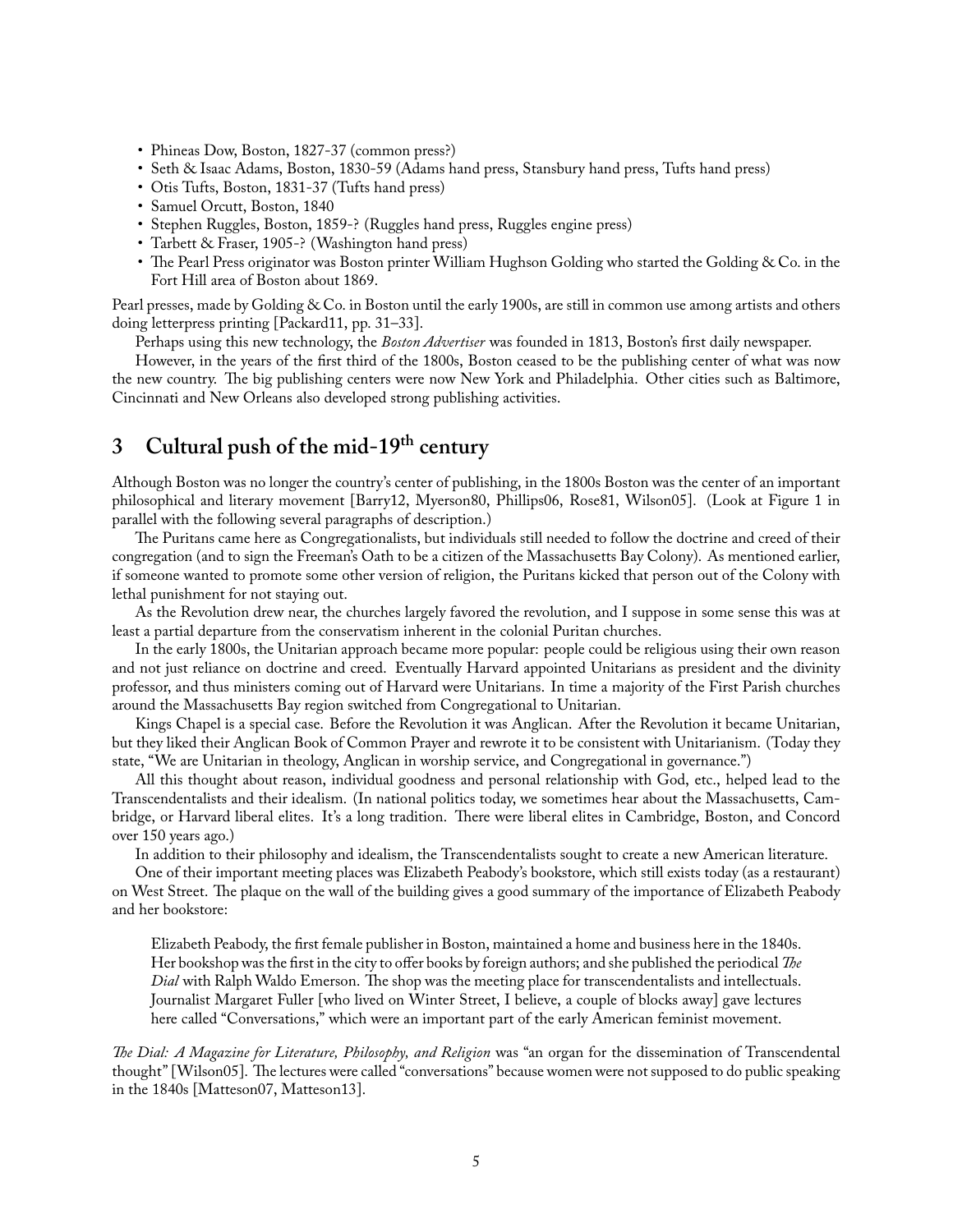- Phineas Dow, Boston, 1827-37 (common press?)
- Seth & Isaac Adams, Boston, 1830-59 (Adams hand press, Stansbury hand press, Tufts hand press)
- Otis Tufts, Boston, 1831-37 (Tufts hand press)
- Samuel Orcutt, Boston, 1840
- Stephen Ruggles, Boston, 1859-? (Ruggles hand press, Ruggles engine press)
- Tarbett & Fraser, 1905-? (Washington hand press)
- The Pearl Press originator was Boston printer William Hughson Golding who started the Golding & Co. in the Fort Hill area of Boston about 1869.

Pearl presses, made by Golding & Co. in Boston until the early 1900s, are still in common use among artists and others doing letterpress printing [Packard11, pp. 31–33].

Perhaps using this new technology, the *Boston Advertiser* was founded in 1813, Boston's first daily newspaper.

However, in the years of the first third of the 1800s, Boston ceased to be the publishing center of what was now the new country. The big publishing centers were now New York and Philadelphia. Other cities such as Baltimore, Cincinnati and New Orleans also developed strong publishing activities.

## 3 Cultural push of the mid-19th century

Although Boston was no longer the country's center of publishing, in the 1800s Boston was the center of an important philosophical and literary movement [Barry12, Myerson80, Phillips06, Rose81, Wilson05]. (Look at Figure 1 in parallel with the following several paragraphs of description.)

The Puritans came here as Congregationalists, but individuals still needed to follow the doctrine and creed of their congregation (and to sign the Freeman's Oath to be a citizen of the Massachusetts Bay Colony). As mentioned earlier, if someone wanted to promote some other version of religion, the Puritans kicked that person out of the Colony with lethal punishment for not staying out.

As the Revolution drew near, the churches largely favored the revolution, and I suppose in some sense this was at least a partial departure from the conservatism inherent in the colonial Puritan churches.

In the early 1800s, the Unitarian approach became more popular: people could be religious using their own reason and not just reliance on doctrine and creed. Eventually Harvard appointed Unitarians as president and the divinity professor, and thus ministers coming out of Harvard were Unitarians. In time a majority of the First Parish churches around the Massachusetts Bay region switched from Congregational to Unitarian.

Kings Chapel is a special case. Before the Revolution it was Anglican. After the Revolution it became Unitarian, but they liked their Anglican Book of Common Prayer and rewrote it to be consistent with Unitarianism. (Today they state, "We are Unitarian in theology, Anglican in worship service, and Congregational in governance.")

All this thought about reason, individual goodness and personal relationship with God, etc., helped lead to the Transcendentalists and their idealism. (In national politics today, we sometimes hear about the Massachusetts, Cambridge, or Harvard liberal elites. It's a long tradition. There were liberal elites in Cambridge, Boston, and Concord over 150 years ago.)

In addition to their philosophy and idealism, the Transcendentalists sought to create a new American literature.

One of their important meeting places was Elizabeth Peabody's bookstore, which still exists today (as a restaurant) on West Street. The plaque on the wall of the building gives a good summary of the importance of Elizabeth Peabody and her bookstore:

> Elizabeth Peabody, the first female publisher in Boston, maintained a home and business here in the 1840s. Her bookshop was the first in the city to offer books by foreign authors; and she published the periodical *The Dial* with Ralph Waldo Emerson. The shop was the meeting place for transcendentalists and intellectuals. Journalist Margaret Fuller [who lived on Winter Street, I believe, a couple of blocks away] gave lectures here called "Conversations," which were an important part of the early American feminist movement.

*The Dial: A Magazine for Literature, Philosophy, and Religion* was "an organ for the dissemination of Transcendental thought" [Wilson05]. The lectures were called "conversations" because women were not supposed to do public speaking in the 1840s [Matteson07, Matteson13].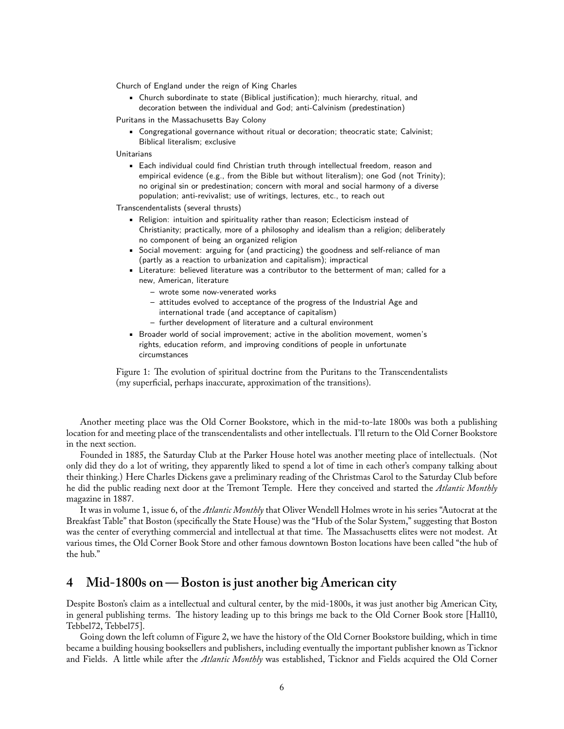Church of England under the reign of King Charles

- Church subordinate to state (Biblical justification); much hierarchy, ritual, and decoration between the individual and God; anti-Calvinism (predestination)

Puritans in the Massachusetts Bay Colony

- Congregational governance without ritual or decoration; theocratic state; Calvinist; Biblical literalism; exclusive

Unitarians

- Each individual could find Christian truth through intellectual freedom, reason and empirical evidence (e.g., from the Bible but without literalism); one God (not Trinity); no original sin or predestination; concern with moral and social harmony of a diverse population; anti-revivalist; use of writings, lectures, etc., to reach out

Transcendentalists (several thrusts)

- Religion: intuition and spirituality rather than reason; Eclecticism instead of Christianity; practically, more of a philosophy and idealism than a religion; deliberately no component of being an organized religion
- Social movement: arguing for (and practicing) the goodness and self-reliance of man (partly as a reaction to urbanization and capitalism); impractical
- Literature: believed literature was a contributor to the betterment of man; called for a new, American, literature
  - wrote some now-venerated works
  - attitudes evolved to acceptance of the progress of the Industrial Age and international trade (and acceptance of capitalism)
  - further development of literature and a cultural environment
- Broader world of social improvement; active in the abolition movement, women's rights, education reform, and improving conditions of people in unfortunate circumstances

Figure 1: The evolution of spiritual doctrine from the Puritans to the Transcendentalists (my superficial, perhaps inaccurate, approximation of the transitions).

Another meeting place was the Old Corner Bookstore, which in the mid-to-late 1800s was both a publishing location for and meeting place of the transcendentalists and other intellectuals. I'll return to the Old Corner Bookstore in the next section.

Founded in 1885, the Saturday Club at the Parker House hotel was another meeting place of intellectuals. (Not only did they do a lot of writing, they apparently liked to spend a lot of time in each other's company talking about their thinking.) Here Charles Dickens gave a preliminary reading of the Christmas Carol to the Saturday Club before he did the public reading next door at the Tremont Temple. Here they conceived and started the *Atlantic Monthly* magazine in 1887.

It was in volume 1, issue 6, of the *Atlantic Monthly* that Oliver Wendell Holmes wrote in his series "Autocrat at the Breakfast Table" that Boston (specifically the State House) was the "Hub of the Solar System," suggesting that Boston was the center of everything commercial and intellectual at that time. The Massachusetts elites were not modest. At various times, the Old Corner Book Store and other famous downtown Boston locations have been called "the hub of the hub."

## 4 Mid-1800s on — Boston is just another big American city

Despite Boston's claim as a intellectual and cultural center, by the mid-1800s, it was just another big American City, in general publishing terms. The history leading up to this brings me back to the Old Corner Book store [Hall10, Tebbel72, Tebbel75].

Going down the left column of Figure 2, we have the history of the Old Corner Bookstore building, which in time became a building housing booksellers and publishers, including eventually the important publisher known as Ticknor and Fields. A little while after the *Atlantic Monthly* was established, Ticknor and Fields acquired the Old Corner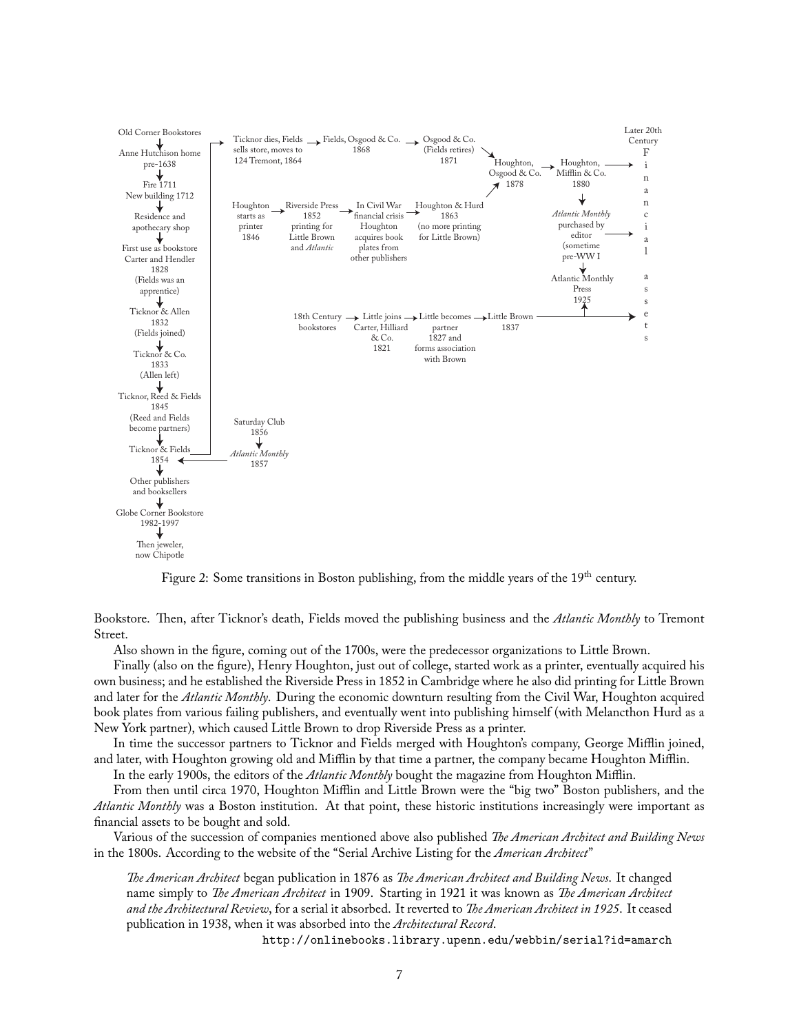Old Corner Bookstores
↓
Anne Hutchison home pre-1638
↓
Fire 1711
New building 1712
↓
Residence and apothecary shop
↓
First use as bookstore
Carter and Hendler
1828
(Fields was an apprentice)
↓
Ticknor & Allen
1832
(Fields joined)
↓
Ticknor & Co.
1833
(Allen left)
↓
Ticknor, Reed & Fields
1845
(Reed and Fields become partners)
↓
Ticknor & Fields
1854
↓
Other publishers and booksellers
↓
Globe Corner Bookstore
1982-1997
↓
Then jeweler, now Chipotle

Ticknor dies, Fields sells store, moves to 124 Tremont, 1864 → Fields, Osgood & Co. 1868 → Osgood & Co. (Fields retires) 1871 → Houghton, Osgood & Co. 1878 → Houghton, Mifflin & Co. 1880 → Later 20th Century Financial assets

Houghton starts as printer 1846 → Riverside Press 1852 printing for Little Brown and *Atlantic* → In Civil War financial crisis Houghton acquires book plates from other publishers → Houghton & Hurd 1863 (no more printing for Little Brown) → Houghton, Osgood & Co. 1878

Houghton, Mifflin & Co. 1880 → *Atlantic Monthly* purchased by editor (sometime pre-WW I) → Later 20th Century Financial assets
*Atlantic Monthly* purchased by editor (sometime pre-WW I) → Atlantic Monthly Press 1925

18th Century bookstores → Little joins Carter, Hilliard & Co. 1821 → Little becomes partner 1827 and forms association with Brown → Little Brown 1837 → Later 20th Century Financial assets

Saturday Club 1856 → *Atlantic Monthly* 1857 → Ticknor & Fields 1854

Figure 2: Some transitions in Boston publishing, from the middle years of the 19th century.

Bookstore. Then, after Ticknor's death, Fields moved the publishing business and the *Atlantic Monthly* to Tremont Street.

Also shown in the figure, coming out of the 1700s, were the predecessor organizations to Little Brown.

Finally (also on the figure), Henry Houghton, just out of college, started work as a printer, eventually acquired his own business; and he established the Riverside Press in 1852 in Cambridge where he also did printing for Little Brown and later for the *Atlantic Monthly*. During the economic downturn resulting from the Civil War, Houghton acquired book plates from various failing publishers, and eventually went into publishing himself (with Melancthon Hurd as a New York partner), which caused Little Brown to drop Riverside Press as a printer.

In time the successor partners to Ticknor and Fields merged with Houghton's company, George Mifflin joined, and later, with Houghton growing old and Mifflin by that time a partner, the company became Houghton Mifflin.

In the early 1900s, the editors of the *Atlantic Monthly* bought the magazine from Houghton Mifflin.

From then until circa 1970, Houghton Mifflin and Little Brown were the "big two" Boston publishers, and the *Atlantic Monthly* was a Boston institution. At that point, these historic institutions increasingly were important as financial assets to be bought and sold.

Various of the succession of companies mentioned above also published *The American Architect and Building News* in the 1800s. According to the website of the "Serial Archive Listing for the *American Architect*"

> *The American Architect* began publication in 1876 as *The American Architect and Building News*. It changed name simply to *The American Architect* in 1909. Starting in 1921 it was known as *The American Architect and the Architectural Review*, for a serial it absorbed. It reverted to *The American Architect in 1925*. It ceased publication in 1938, when it was absorbed into the *Architectural Record*.
>
> http://onlinebooks.library.upenn.edu/webbin/serial?id=amarch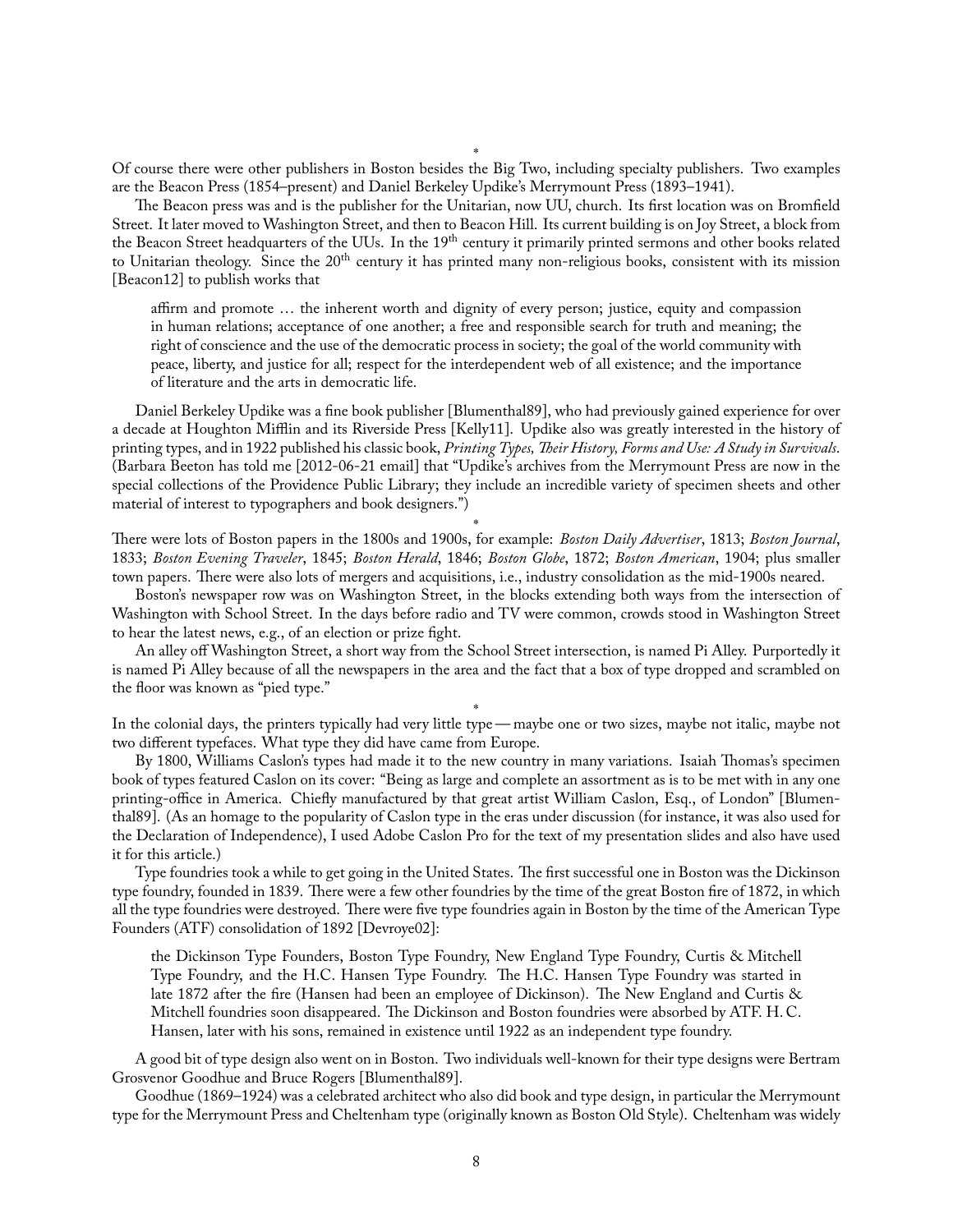*

Of course there were other publishers in Boston besides the Big Two, including specialty publishers. Two examples are the Beacon Press (1854–present) and Daniel Berkeley Updike's Merrymount Press (1893–1941).

The Beacon press was and is the publisher for the Unitarian, now UU, church. Its first location was on Bromfield Street. It later moved to Washington Street, and then to Beacon Hill. Its current building is on Joy Street, a block from the Beacon Street headquarters of the UUs. In the 19th century it primarily printed sermons and other books related to Unitarian theology. Since the 20th century it has printed many non-religious books, consistent with its mission [Beacon12] to publish works that

> affirm and promote … the inherent worth and dignity of every person; justice, equity and compassion in human relations; acceptance of one another; a free and responsible search for truth and meaning; the right of conscience and the use of the democratic process in society; the goal of the world community with peace, liberty, and justice for all; respect for the interdependent web of all existence; and the importance of literature and the arts in democratic life.

Daniel Berkeley Updike was a fine book publisher [Blumenthal89], who had previously gained experience for over a decade at Houghton Mifflin and its Riverside Press [Kelly11]. Updike also was greatly interested in the history of printing types, and in 1922 published his classic book, *Printing Types, Their History, Forms and Use: A Study in Survivals*. (Barbara Beeton has told me [2012-06-21 email] that "Updike's archives from the Merrymount Press are now in the special collections of the Providence Public Library; they include an incredible variety of specimen sheets and other material of interest to typographers and book designers.")

*

There were lots of Boston papers in the 1800s and 1900s, for example: *Boston Daily Advertiser*, 1813; *Boston Journal*, 1833; *Boston Evening Traveler*, 1845; *Boston Herald*, 1846; *Boston Globe*, 1872; *Boston American*, 1904; plus smaller town papers. There were also lots of mergers and acquisitions, i.e., industry consolidation as the mid-1900s neared.

Boston's newspaper row was on Washington Street, in the blocks extending both ways from the intersection of Washington with School Street. In the days before radio and TV were common, crowds stood in Washington Street to hear the latest news, e.g., of an election or prize fight.

An alley off Washington Street, a short way from the School Street intersection, is named Pi Alley. Purportedly it is named Pi Alley because of all the newspapers in the area and the fact that a box of type dropped and scrambled on the floor was known as "pied type."

*

In the colonial days, the printers typically had very little type — maybe one or two sizes, maybe not italic, maybe not two different typefaces. What type they did have came from Europe.

By 1800, Williams Caslon's types had made it to the new country in many variations. Isaiah Thomas's specimen book of types featured Caslon on its cover: "Being as large and complete an assortment as is to be met with in any one printing-office in America. Chiefly manufactured by that great artist William Caslon, Esq., of London" [Blumenthal89]. (As an homage to the popularity of Caslon type in the eras under discussion (for instance, it was also used for the Declaration of Independence), I used Adobe Caslon Pro for the text of my presentation slides and also have used it for this article.)

Type foundries took a while to get going in the United States. The first successful one in Boston was the Dickinson type foundry, founded in 1839. There were a few other foundries by the time of the great Boston fire of 1872, in which all the type foundries were destroyed. There were five type foundries again in Boston by the time of the American Type Founders (ATF) consolidation of 1892 [Devroye02]:

> the Dickinson Type Founders, Boston Type Foundry, New England Type Foundry, Curtis & Mitchell Type Foundry, and the H.C. Hansen Type Foundry. The H.C. Hansen Type Foundry was started in late 1872 after the fire (Hansen had been an employee of Dickinson). The New England and Curtis & Mitchell foundries soon disappeared. The Dickinson and Boston foundries were absorbed by ATF. H. C. Hansen, later with his sons, remained in existence until 1922 as an independent type foundry.

A good bit of type design also went on in Boston. Two individuals well-known for their type designs were Bertram Grosvenor Goodhue and Bruce Rogers [Blumenthal89].

Goodhue (1869–1924) was a celebrated architect who also did book and type design, in particular the Merrymount type for the Merrymount Press and Cheltenham type (originally known as Boston Old Style). Cheltenham was widely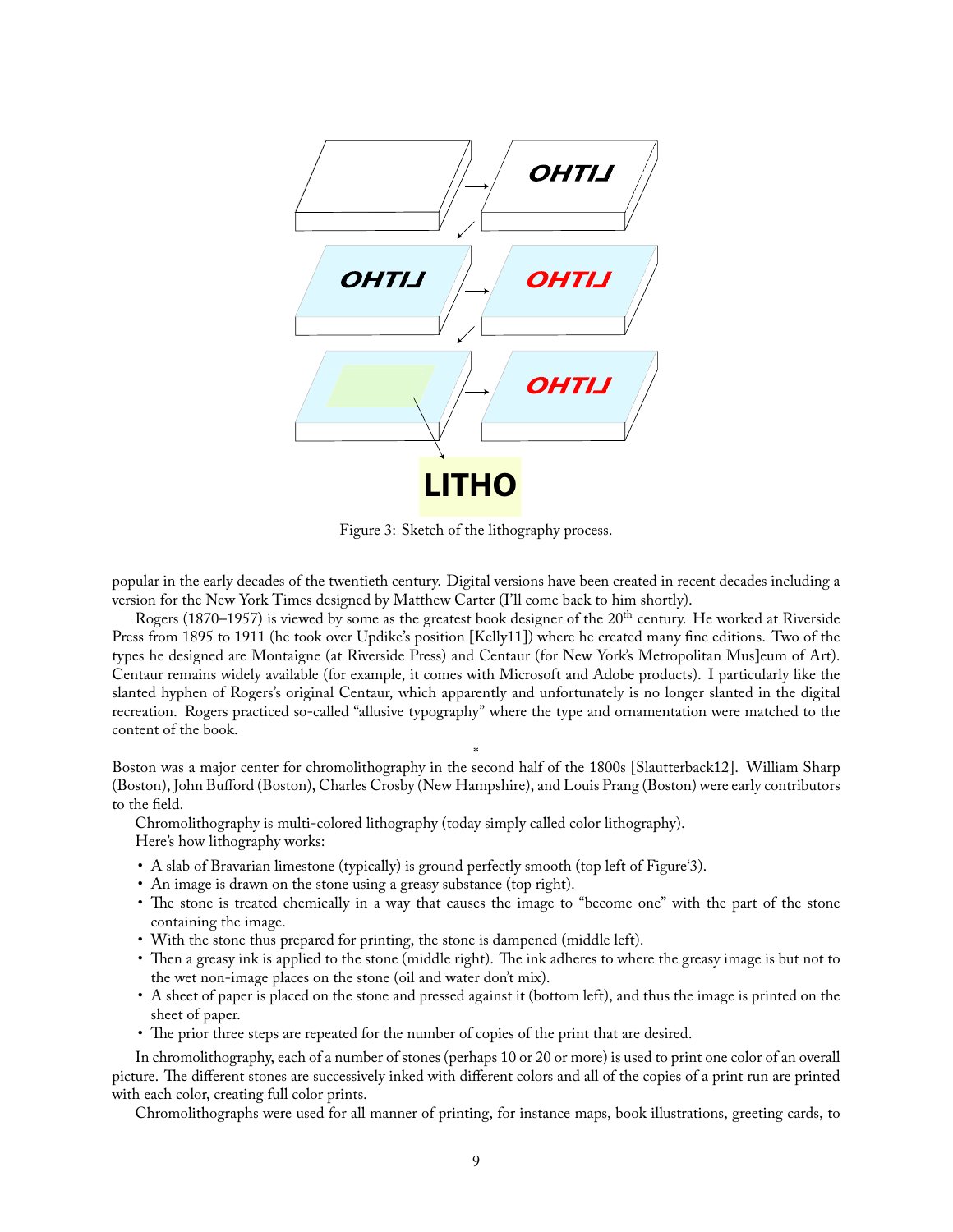Figure 3: Sketch of the lithography process.

popular in the early decades of the twentieth century. Digital versions have been created in recent decades including a version for the New York Times designed by Matthew Carter (I'll come back to him shortly).

Rogers (1870–1957) is viewed by some as the greatest book designer of the 20th century. He worked at Riverside Press from 1895 to 1911 (he took over Updike's position [Kelly11]) where he created many fine editions. Two of the types he designed are Montaigne (at Riverside Press) and Centaur (for New York's Metropolitan Mus]eum of Art). Centaur remains widely available (for example, it comes with Microsoft and Adobe products). I particularly like the slanted hyphen of Rogers's original Centaur, which apparently and unfortunately is no longer slanted in the digital recreation. Rogers practiced so-called "allusive typography" where the type and ornamentation were matched to the content of the book.

*

Boston was a major center for chromolithography in the second half of the 1800s [Slautterback12]. William Sharp (Boston), John Bufford (Boston), Charles Crosby (New Hampshire), and Louis Prang (Boston) were early contributors to the field.

Chromolithography is multi-colored lithography (today simply called color lithography).

Here's how lithography works:

- A slab of Bravarian limestone (typically) is ground perfectly smooth (top left of Figure'3).
- An image is drawn on the stone using a greasy substance (top right).
- The stone is treated chemically in a way that causes the image to "become one" with the part of the stone containing the image.
- With the stone thus prepared for printing, the stone is dampened (middle left).
- Then a greasy ink is applied to the stone (middle right). The ink adheres to where the greasy image is but not to the wet non-image places on the stone (oil and water don't mix).
- A sheet of paper is placed on the stone and pressed against it (bottom left), and thus the image is printed on the sheet of paper.
- The prior three steps are repeated for the number of copies of the print that are desired.

In chromolithography, each of a number of stones (perhaps 10 or 20 or more) is used to print one color of an overall picture. The different stones are successively inked with different colors and all of the copies of a print run are printed with each color, creating full color prints.

Chromolithographs were used for all manner of printing, for instance maps, book illustrations, greeting cards, to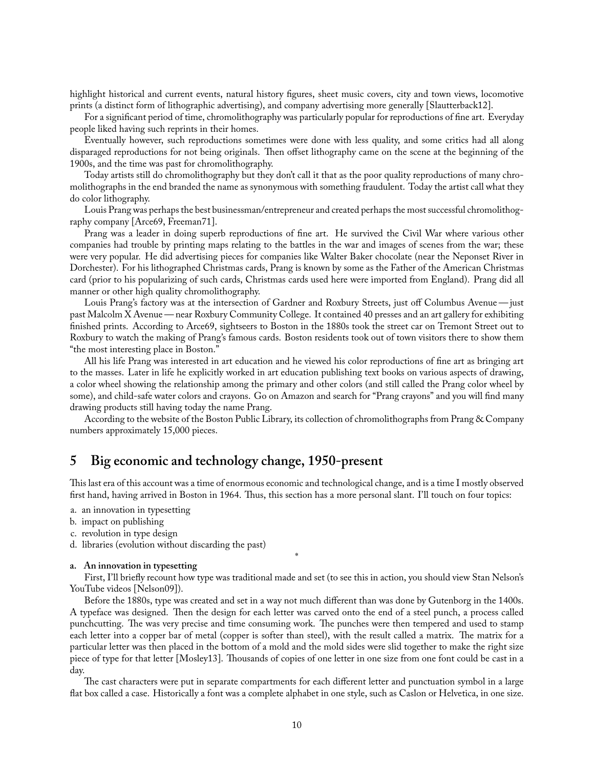highlight historical and current events, natural history figures, sheet music covers, city and town views, locomotive prints (a distinct form of lithographic advertising), and company advertising more generally [Slautterback12].

For a significant period of time, chromolithography was particularly popular for reproductions of fine art. Everyday people liked having such reprints in their homes.

Eventually however, such reproductions sometimes were done with less quality, and some critics had all along disparaged reproductions for not being originals. Then offset lithography came on the scene at the beginning of the 1900s, and the time was past for chromolithography.

Today artists still do chromolithography but they don't call it that as the poor quality reproductions of many chromolithographs in the end branded the name as synonymous with something fraudulent. Today the artist call what they do color lithography.

Louis Prang was perhaps the best businessman/entrepreneur and created perhaps the most successful chromolithography company [Arce69, Freeman71].

Prang was a leader in doing superb reproductions of fine art. He survived the Civil War where various other companies had trouble by printing maps relating to the battles in the war and images of scenes from the war; these were very popular. He did advertising pieces for companies like Walter Baker chocolate (near the Neponset River in Dorchester). For his lithographed Christmas cards, Prang is known by some as the Father of the American Christmas card (prior to his popularizing of such cards, Christmas cards used here were imported from England). Prang did all manner or other high quality chromolithography.

Louis Prang's factory was at the intersection of Gardner and Roxbury Streets, just off Columbus Avenue — just past Malcolm X Avenue — near Roxbury Community College. It contained 40 presses and an art gallery for exhibiting finished prints. According to Arce69, sightseers to Boston in the 1880s took the street car on Tremont Street out to Roxbury to watch the making of Prang's famous cards. Boston residents took out of town visitors there to show them "the most interesting place in Boston."

All his life Prang was interested in art education and he viewed his color reproductions of fine art as bringing art to the masses. Later in life he explicitly worked in art education publishing text books on various aspects of drawing, a color wheel showing the relationship among the primary and other colors (and still called the Prang color wheel by some), and child-safe water colors and crayons. Go on Amazon and search for "Prang crayons" and you will find many drawing products still having today the name Prang.

According to the website of the Boston Public Library, its collection of chromolithographs from Prang & Company numbers approximately 15,000 pieces.

## 5 Big economic and technology change, 1950-present

This last era of this account was a time of enormous economic and technological change, and is a time I mostly observed first hand, having arrived in Boston in 1964. Thus, this section has a more personal slant. I'll touch on four topics:

a. an innovation in typesetting
b. impact on publishing
c. revolution in type design
d. libraries (evolution without discarding the past)

*

**a. An innovation in typesetting**

First, I'll briefly recount how type was traditional made and set (to see this in action, you should view Stan Nelson's YouTube videos [Nelson09]).

Before the 1880s, type was created and set in a way not much different than was done by Gutenborg in the 1400s. A typeface was designed. Then the design for each letter was carved onto the end of a steel punch, a process called punchcutting. The was very precise and time consuming work. The punches were then tempered and used to stamp each letter into a copper bar of metal (copper is softer than steel), with the result called a matrix. The matrix for a particular letter was then placed in the bottom of a mold and the mold sides were slid together to make the right size piece of type for that letter [Mosley13]. Thousands of copies of one letter in one size from one font could be cast in a day.

The cast characters were put in separate compartments for each different letter and punctuation symbol in a large flat box called a case. Historically a font was a complete alphabet in one style, such as Caslon or Helvetica, in one size.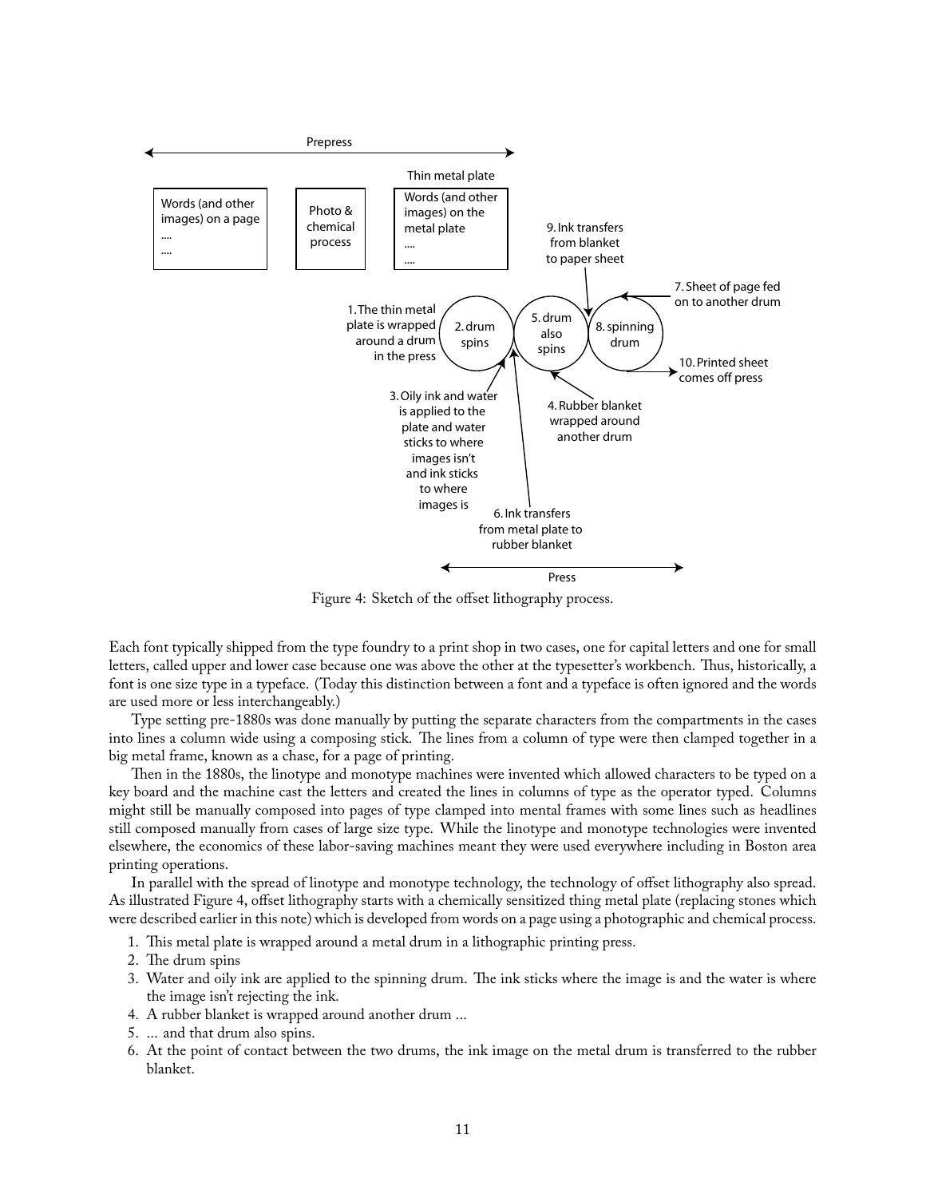Figure 4: Sketch of the offset lithography process.

Each font typically shipped from the type foundry to a print shop in two cases, one for capital letters and one for small letters, called upper and lower case because one was above the other at the typesetter's workbench. Thus, historically, a font is one size type in a typeface. (Today this distinction between a font and a typeface is often ignored and the words are used more or less interchangeably.)

Type setting pre-1880s was done manually by putting the separate characters from the compartments in the cases into lines a column wide using a composing stick. The lines from a column of type were then clamped together in a big metal frame, known as a chase, for a page of printing.

Then in the 1880s, the linotype and monotype machines were invented which allowed characters to be typed on a key board and the machine cast the letters and created the lines in columns of type as the operator typed. Columns might still be manually composed into pages of type clamped into mental frames with some lines such as headlines still composed manually from cases of large size type. While the linotype and monotype technologies were invented elsewhere, the economics of these labor-saving machines meant they were used everywhere including in Boston area printing operations.

In parallel with the spread of linotype and monotype technology, the technology of offset lithography also spread. As illustrated Figure 4, offset lithography starts with a chemically sensitized thing metal plate (replacing stones which were described earlier in this note) which is developed from words on a page using a photographic and chemical process.

1. This metal plate is wrapped around a metal drum in a lithographic printing press.
2. The drum spins
3. Water and oily ink are applied to the spinning drum. The ink sticks where the image is and the water is where the image isn't rejecting the ink.
4. A rubber blanket is wrapped around another drum ...
5. ... and that drum also spins.
6. At the point of contact between the two drums, the ink image on the metal drum is transferred to the rubber blanket.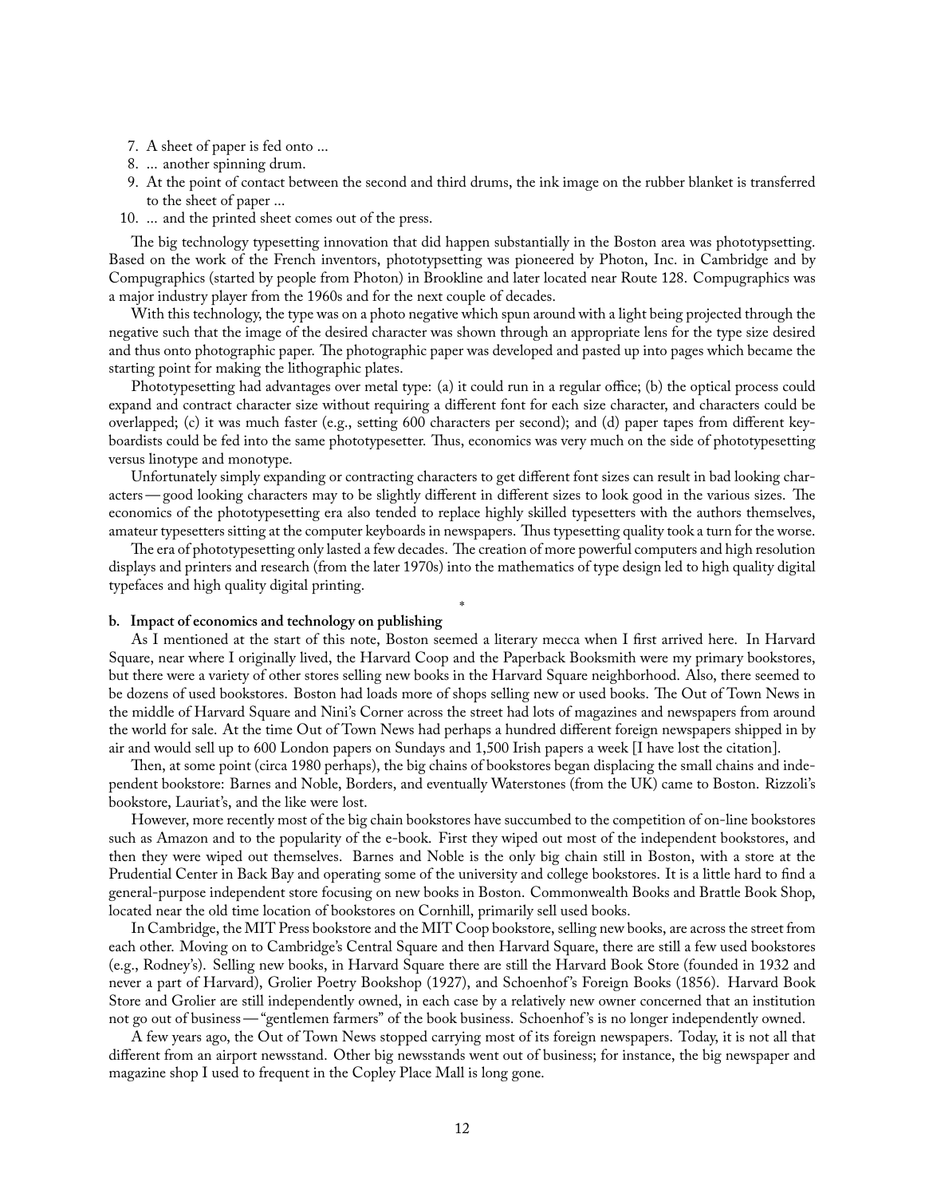7. A sheet of paper is fed onto ...
8. ... another spinning drum.
9. At the point of contact between the second and third drums, the ink image on the rubber blanket is transferred to the sheet of paper ...
10. ... and the printed sheet comes out of the press.

The big technology typesetting innovation that did happen substantially in the Boston area was phototypsetting. Based on the work of the French inventors, phototypsetting was pioneered by Photon, Inc. in Cambridge and by Compugraphics (started by people from Photon) in Brookline and later located near Route 128. Compugraphics was a major industry player from the 1960s and for the next couple of decades.

With this technology, the type was on a photo negative which spun around with a light being projected through the negative such that the image of the desired character was shown through an appropriate lens for the type size desired and thus onto photographic paper. The photographic paper was developed and pasted up into pages which became the starting point for making the lithographic plates.

Phototypesetting had advantages over metal type: (a) it could run in a regular office; (b) the optical process could expand and contract character size without requiring a different font for each size character, and characters could be overlapped; (c) it was much faster (e.g., setting 600 characters per second); and (d) paper tapes from different keyboardists could be fed into the same phototypesetter. Thus, economics was very much on the side of phototypesetting versus linotype and monotype.

Unfortunately simply expanding or contracting characters to get different font sizes can result in bad looking characters — good looking characters may to be slightly different in different sizes to look good in the various sizes. The economics of the phototypesetting era also tended to replace highly skilled typesetters with the authors themselves, amateur typesetters sitting at the computer keyboards in newspapers. Thus typesetting quality took a turn for the worse.

The era of phototypesetting only lasted a few decades. The creation of more powerful computers and high resolution displays and printers and research (from the later 1970s) into the mathematics of type design led to high quality digital typefaces and high quality digital printing.

*

**b. Impact of economics and technology on publishing**

As I mentioned at the start of this note, Boston seemed a literary mecca when I first arrived here. In Harvard Square, near where I originally lived, the Harvard Coop and the Paperback Booksmith were my primary bookstores, but there were a variety of other stores selling new books in the Harvard Square neighborhood. Also, there seemed to be dozens of used bookstores. Boston had loads more of shops selling new or used books. The Out of Town News in the middle of Harvard Square and Nini's Corner across the street had lots of magazines and newspapers from around the world for sale. At the time Out of Town News had perhaps a hundred different foreign newspapers shipped in by air and would sell up to 600 London papers on Sundays and 1,500 Irish papers a week [I have lost the citation].

Then, at some point (circa 1980 perhaps), the big chains of bookstores began displacing the small chains and independent bookstore: Barnes and Noble, Borders, and eventually Waterstones (from the UK) came to Boston. Rizzoli's bookstore, Lauriat's, and the like were lost.

However, more recently most of the big chain bookstores have succumbed to the competition of on-line bookstores such as Amazon and to the popularity of the e-book. First they wiped out most of the independent bookstores, and then they were wiped out themselves. Barnes and Noble is the only big chain still in Boston, with a store at the Prudential Center in Back Bay and operating some of the university and college bookstores. It is a little hard to find a general-purpose independent store focusing on new books in Boston. Commonwealth Books and Brattle Book Shop, located near the old time location of bookstores on Cornhill, primarily sell used books.

In Cambridge, the MIT Press bookstore and the MIT Coop bookstore, selling new books, are across the street from each other. Moving on to Cambridge's Central Square and then Harvard Square, there are still a few used bookstores (e.g., Rodney's). Selling new books, in Harvard Square there are still the Harvard Book Store (founded in 1932 and never a part of Harvard), Grolier Poetry Bookshop (1927), and Schoenhof's Foreign Books (1856). Harvard Book Store and Grolier are still independently owned, in each case by a relatively new owner concerned that an institution not go out of business — "gentlemen farmers" of the book business. Schoenhof's is no longer independently owned.

A few years ago, the Out of Town News stopped carrying most of its foreign newspapers. Today, it is not all that different from an airport newsstand. Other big newsstands went out of business; for instance, the big newspaper and magazine shop I used to frequent in the Copley Place Mall is long gone.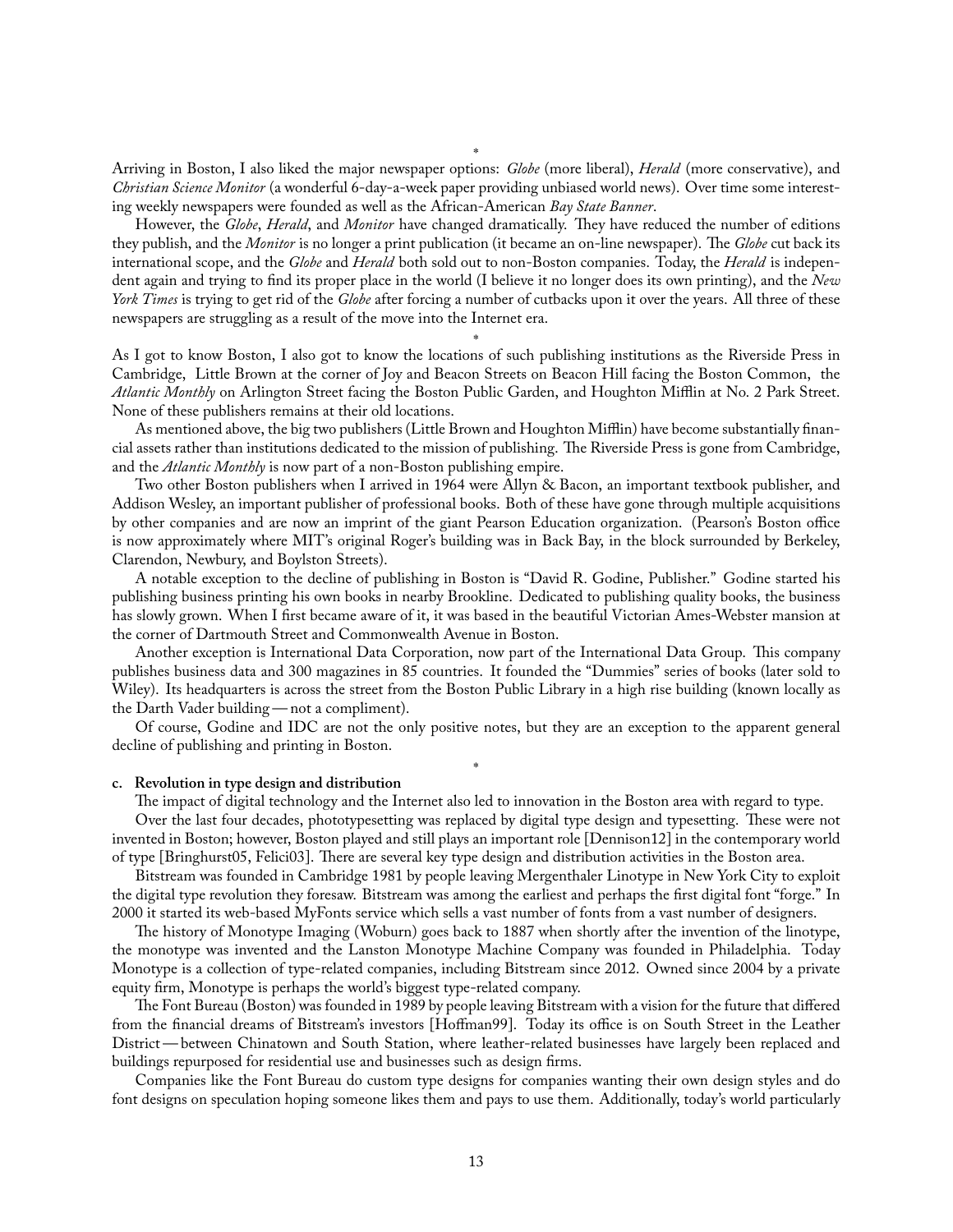\*

Arriving in Boston, I also liked the major newspaper options: *Globe* (more liberal), *Herald* (more conservative), and *Christian Science Monitor* (a wonderful 6-day-a-week paper providing unbiased world news). Over time some interesting weekly newspapers were founded as well as the African-American *Bay State Banner*.

However, the *Globe*, *Herald*, and *Monitor* have changed dramatically. They have reduced the number of editions they publish, and the *Monitor* is no longer a print publication (it became an on-line newspaper). The *Globe* cut back its international scope, and the *Globe* and *Herald* both sold out to non-Boston companies. Today, the *Herald* is independent again and trying to find its proper place in the world (I believe it no longer does its own printing), and the *New York Times* is trying to get rid of the *Globe* after forcing a number of cutbacks upon it over the years. All three of these newspapers are struggling as a result of the move into the Internet era.

\*

As I got to know Boston, I also got to know the locations of such publishing institutions as the Riverside Press in Cambridge, Little Brown at the corner of Joy and Beacon Streets on Beacon Hill facing the Boston Common, the *Atlantic Monthly* on Arlington Street facing the Boston Public Garden, and Houghton Mifflin at No. 2 Park Street. None of these publishers remains at their old locations.

As mentioned above, the big two publishers (Little Brown and Houghton Mifflin) have become substantially financial assets rather than institutions dedicated to the mission of publishing. The Riverside Press is gone from Cambridge, and the *Atlantic Monthly* is now part of a non-Boston publishing empire.

Two other Boston publishers when I arrived in 1964 were Allyn & Bacon, an important textbook publisher, and Addison Wesley, an important publisher of professional books. Both of these have gone through multiple acquisitions by other companies and are now an imprint of the giant Pearson Education organization. (Pearson's Boston office is now approximately where MIT's original Roger's building was in Back Bay, in the block surrounded by Berkeley, Clarendon, Newbury, and Boylston Streets).

A notable exception to the decline of publishing in Boston is "David R. Godine, Publisher." Godine started his publishing business printing his own books in nearby Brookline. Dedicated to publishing quality books, the business has slowly grown. When I first became aware of it, it was based in the beautiful Victorian Ames-Webster mansion at the corner of Dartmouth Street and Commonwealth Avenue in Boston.

Another exception is International Data Corporation, now part of the International Data Group. This company publishes business data and 300 magazines in 85 countries. It founded the "Dummies" series of books (later sold to Wiley). Its headquarters is across the street from the Boston Public Library in a high rise building (known locally as the Darth Vader building — not a compliment).

Of course, Godine and IDC are not the only positive notes, but they are an exception to the apparent general decline of publishing and printing in Boston.

\*

**c. Revolution in type design and distribution**

The impact of digital technology and the Internet also led to innovation in the Boston area with regard to type.

Over the last four decades, phototypesetting was replaced by digital type design and typesetting. These were not invented in Boston; however, Boston played and still plays an important role [Dennison12] in the contemporary world of type [Bringhurst05, Felici03]. There are several key type design and distribution activities in the Boston area.

Bitstream was founded in Cambridge 1981 by people leaving Mergenthaler Linotype in New York City to exploit the digital type revolution they foresaw. Bitstream was among the earliest and perhaps the first digital font "forge." In 2000 it started its web-based MyFonts service which sells a vast number of fonts from a vast number of designers.

The history of Monotype Imaging (Woburn) goes back to 1887 when shortly after the invention of the linotype, the monotype was invented and the Lanston Monotype Machine Company was founded in Philadelphia. Today Monotype is a collection of type-related companies, including Bitstream since 2012. Owned since 2004 by a private equity firm, Monotype is perhaps the world's biggest type-related company.

The Font Bureau (Boston) was founded in 1989 by people leaving Bitstream with a vision for the future that differed from the financial dreams of Bitstream's investors [Hoffman99]. Today its office is on South Street in the Leather District — between Chinatown and South Station, where leather-related businesses have largely been replaced and buildings repurposed for residential use and businesses such as design firms.

Companies like the Font Bureau do custom type designs for companies wanting their own design styles and do font designs on speculation hoping someone likes them and pays to use them. Additionally, today's world particularly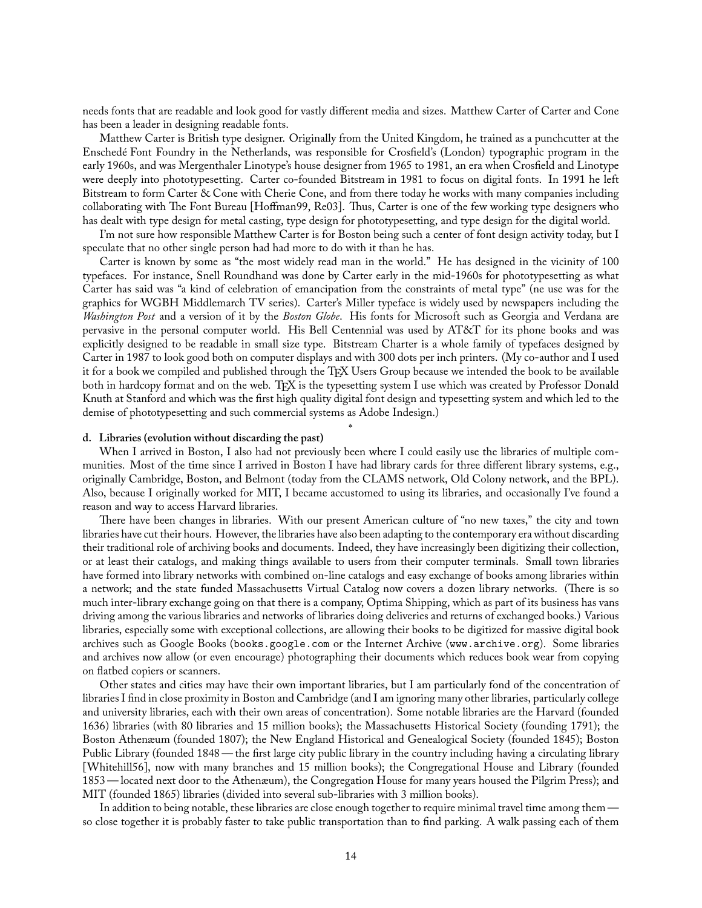needs fonts that are readable and look good for vastly different media and sizes. Matthew Carter of Carter and Cone has been a leader in designing readable fonts.

Matthew Carter is British type designer. Originally from the United Kingdom, he trained as a punchcutter at the Enschedé Font Foundry in the Netherlands, was responsible for Crosfield's (London) typographic program in the early 1960s, and was Mergenthaler Linotype's house designer from 1965 to 1981, an era when Crosfield and Linotype were deeply into phototypesetting. Carter co-founded Bitstream in 1981 to focus on digital fonts. In 1991 he left Bitstream to form Carter & Cone with Cherie Cone, and from there today he works with many companies including collaborating with The Font Bureau [Hoffman99, Re03]. Thus, Carter is one of the few working type designers who has dealt with type design for metal casting, type design for phototypesetting, and type design for the digital world.

I'm not sure how responsible Matthew Carter is for Boston being such a center of font design activity today, but I speculate that no other single person had had more to do with it than he has.

Carter is known by some as "the most widely read man in the world." He has designed in the vicinity of 100 typefaces. For instance, Snell Roundhand was done by Carter early in the mid-1960s for phototypesetting as what Carter has said was "a kind of celebration of emancipation from the constraints of metal type" (ne use was for the graphics for WGBH Middlemarch TV series). Carter's Miller typeface is widely used by newspapers including the *Washington Post* and a version of it by the *Boston Globe*. His fonts for Microsoft such as Georgia and Verdana are pervasive in the personal computer world. His Bell Centennial was used by AT&T for its phone books and was explicitly designed to be readable in small size type. Bitstream Charter is a whole family of typefaces designed by Carter in 1987 to look good both on computer displays and with 300 dots per inch printers. (My co-author and I used it for a book we compiled and published through the TEX Users Group because we intended the book to be available both in hardcopy format and on the web. TEX is the typesetting system I use which was created by Professor Donald Knuth at Stanford and which was the first high quality digital font design and typesetting system and which led to the demise of phototypesetting and such commercial systems as Adobe Indesign.)

\*

**d. Libraries (evolution without discarding the past)**

When I arrived in Boston, I also had not previously been where I could easily use the libraries of multiple communities. Most of the time since I arrived in Boston I have had library cards for three different library systems, e.g., originally Cambridge, Boston, and Belmont (today from the CLAMS network, Old Colony network, and the BPL). Also, because I originally worked for MIT, I became accustomed to using its libraries, and occasionally I've found a reason and way to access Harvard libraries.

There have been changes in libraries. With our present American culture of "no new taxes," the city and town libraries have cut their hours. However, the libraries have also been adapting to the contemporary era without discarding their traditional role of archiving books and documents. Indeed, they have increasingly been digitizing their collection, or at least their catalogs, and making things available to users from their computer terminals. Small town libraries have formed into library networks with combined on-line catalogs and easy exchange of books among libraries within a network; and the state funded Massachusetts Virtual Catalog now covers a dozen library networks. (There is so much inter-library exchange going on that there is a company, Optima Shipping, which as part of its business has vans driving among the various libraries and networks of libraries doing deliveries and returns of exchanged books.) Various libraries, especially some with exceptional collections, are allowing their books to be digitized for massive digital book archives such as Google Books (`books.google.com` or the Internet Archive (`www.archive.org`). Some libraries and archives now allow (or even encourage) photographing their documents which reduces book wear from copying on flatbed copiers or scanners.

Other states and cities may have their own important libraries, but I am particularly fond of the concentration of libraries I find in close proximity in Boston and Cambridge (and I am ignoring many other libraries, particularly college and university libraries, each with their own areas of concentration). Some notable libraries are the Harvard (founded 1636) libraries (with 80 libraries and 15 million books); the Massachusetts Historical Society (founding 1791); the Boston Athenæum (founded 1807); the New England Historical and Genealogical Society (founded 1845); Boston Public Library (founded 1848 — the first large city public library in the country including having a circulating library [Whitehill56], now with many branches and 15 million books); the Congregational House and Library (founded 1853 — located next door to the Athenæum), the Congregation House for many years housed the Pilgrim Press); and MIT (founded 1865) libraries (divided into several sub-libraries with 3 million books).

In addition to being notable, these libraries are close enough together to require minimal travel time among them — so close together it is probably faster to take public transportation than to find parking. A walk passing each of them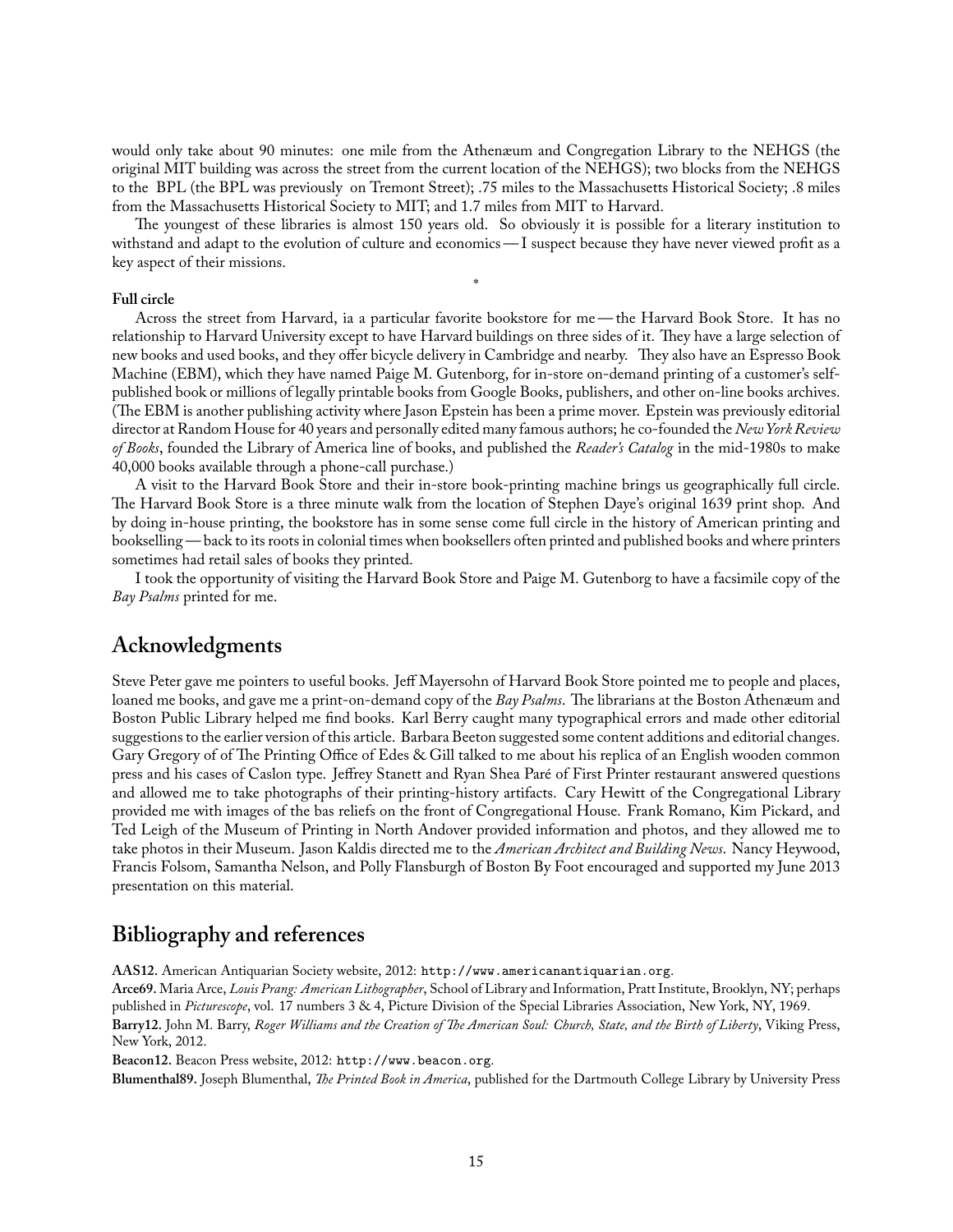would only take about 90 minutes: one mile from the Athenæum and Congregation Library to the NEHGS (the original MIT building was across the street from the current location of the NEHGS); two blocks from the NEHGS to the BPL (the BPL was previously on Tremont Street); .75 miles to the Massachusetts Historical Society; .8 miles from the Massachusetts Historical Society to MIT; and 1.7 miles from MIT to Harvard.

The youngest of these libraries is almost 150 years old. So obviously it is possible for a literary institution to withstand and adapt to the evolution of culture and economics — I suspect because they have never viewed profit as a key aspect of their missions.

*

**Full circle**

Across the street from Harvard, ia a particular favorite bookstore for me — the Harvard Book Store. It has no relationship to Harvard University except to have Harvard buildings on three sides of it. They have a large selection of new books and used books, and they offer bicycle delivery in Cambridge and nearby. They also have an Espresso Book Machine (EBM), which they have named Paige M. Gutenborg, for in-store on-demand printing of a customer's self-published book or millions of legally printable books from Google Books, publishers, and other on-line books archives. (The EBM is another publishing activity where Jason Epstein has been a prime mover. Epstein was previously editorial director at Random House for 40 years and personally edited many famous authors; he co-founded the *New York Review of Books*, founded the Library of America line of books, and published the *Reader's Catalog* in the mid-1980s to make 40,000 books available through a phone-call purchase.)

A visit to the Harvard Book Store and their in-store book-printing machine brings us geographically full circle. The Harvard Book Store is a three minute walk from the location of Stephen Daye's original 1639 print shop. And by doing in-house printing, the bookstore has in some sense come full circle in the history of American printing and bookselling — back to its roots in colonial times when booksellers often printed and published books and where printers sometimes had retail sales of books they printed.

I took the opportunity of visiting the Harvard Book Store and Paige M. Gutenborg to have a facsimile copy of the *Bay Psalms* printed for me.

## Acknowledgments

Steve Peter gave me pointers to useful books. Jeff Mayersohn of Harvard Book Store pointed me to people and places, loaned me books, and gave me a print-on-demand copy of the *Bay Psalms*. The librarians at the Boston Athenæum and Boston Public Library helped me find books. Karl Berry caught many typographical errors and made other editorial suggestions to the earlier version of this article. Barbara Beeton suggested some content additions and editorial changes. Gary Gregory of of The Printing Office of Edes & Gill talked to me about his replica of an English wooden common press and his cases of Caslon type. Jeffrey Stanett and Ryan Shea Paré of First Printer restaurant answered questions and allowed me to take photographs of their printing-history artifacts. Cary Hewitt of the Congregational Library provided me with images of the bas reliefs on the front of Congregational House. Frank Romano, Kim Pickard, and Ted Leigh of the Museum of Printing in North Andover provided information and photos, and they allowed me to take photos in their Museum. Jason Kaldis directed me to the *American Architect and Building News*. Nancy Heywood, Francis Folsom, Samantha Nelson, and Polly Flansburgh of Boston By Foot encouraged and supported my June 2013 presentation on this material.

## Bibliography and references

**AAS12.** American Antiquarian Society website, 2012: `http://www.americanantiquarian.org`.

**Arce69.** Maria Arce, *Louis Prang: American Lithographer*, School of Library and Information, Pratt Institute, Brooklyn, NY; perhaps published in *Picturescope*, vol. 17 numbers 3 & 4, Picture Division of the Special Libraries Association, New York, NY, 1969.

**Barry12.** John M. Barry, *Roger Williams and the Creation of The American Soul: Church, State, and the Birth of Liberty*, Viking Press, New York, 2012.

**Beacon12.** Beacon Press website, 2012: `http://www.beacon.org`.

**Blumenthal89.** Joseph Blumenthal, *The Printed Book in America*, published for the Dartmouth College Library by University Press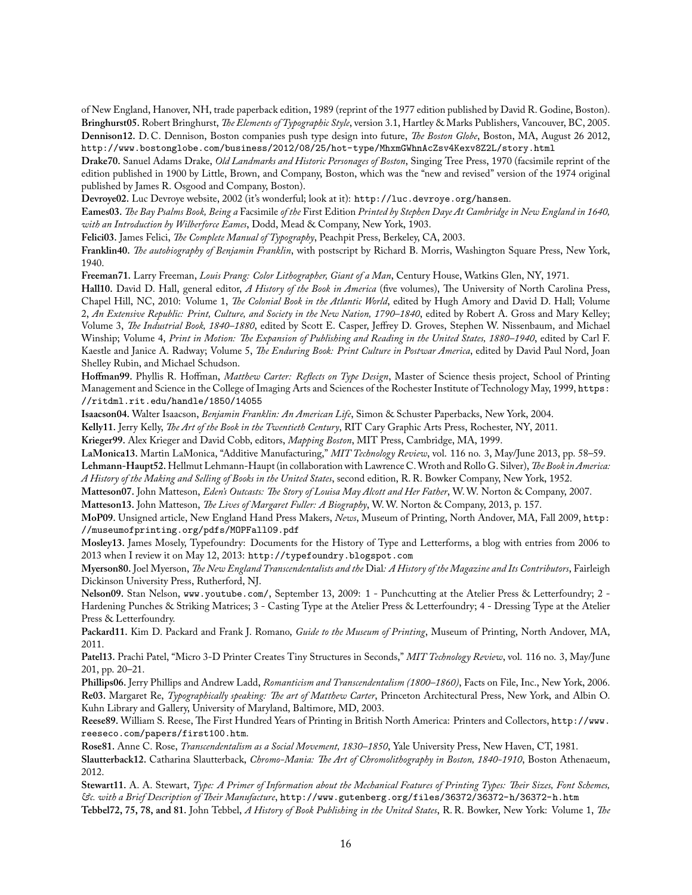of New England, Hanover, NH, trade paperback edition, 1989 (reprint of the 1977 edition published by David R. Godine, Boston).

**Bringhurst05.** Robert Bringhurst, *The Elements of Typographic Style*, version 3.1, Hartley & Marks Publishers, Vancouver, BC, 2005.

**Dennison12.** D. C. Dennison, Boston companies push type design into future, *The Boston Globe*, Boston, MA, August 26 2012, `http://www.bostonglobe.com/business/2012/08/25/hot-type/MhxmGWhnAcZsv4Kexv8Z2L/story.html`

**Drake70.** Sanuel Adams Drake, *Old Landmarks and Historic Personages of Boston*, Singing Tree Press, 1970 (facsimile reprint of the edition published in 1900 by Little, Brown, and Company, Boston, which was the "new and revised" version of the 1974 original published by James R. Osgood and Company, Boston).

**Devroye02.** Luc Devroye website, 2002 (it's wonderful; look at it): `http://luc.devroye.org/hansen`.

**Eames03.** *The Bay Psalms Book, Being a* Facsimile *of the* First Edition *Printed by Stephen Daye At Cambridge in New England in 1640, with an Introduction by Wilberforce Eames*, Dodd, Mead & Company, New York, 1903.

**Felici03.** James Felici, *The Complete Manual of Typography*, Peachpit Press, Berkeley, CA, 2003.

**Franklin40.** *The autobiography of Benjamin Franklin*, with postscript by Richard B. Morris, Washington Square Press, New York, 1940.

**Freeman71.** Larry Freeman, *Louis Prang: Color Lithographer, Giant of a Man*, Century House, Watkins Glen, NY, 1971.

**Hall10.** David D. Hall, general editor, *A History of the Book in America* (five volumes), The University of North Carolina Press, Chapel Hill, NC, 2010: Volume 1, *The Colonial Book in the Atlantic World*, edited by Hugh Amory and David D. Hall; Volume 2, *An Extensive Republic: Print, Culture, and Society in the New Nation, 1790–1840*, edited by Robert A. Gross and Mary Kelley; Volume 3, *The Industrial Book, 1840–1880*, edited by Scott E. Casper, Jeffrey D. Groves, Stephen W. Nissenbaum, and Michael Winship; Volume 4, *Print in Motion: The Expansion of Publishing and Reading in the United States, 1880–1940*, edited by Carl F. Kaestle and Janice A. Radway; Volume 5, *The Enduring Book: Print Culture in Postwar America*, edited by David Paul Nord, Joan Shelley Rubin, and Michael Schudson.

**Hoffman99.** Phyllis R. Hoffman, *Matthew Carter: Reflects on Type Design*, Master of Science thesis project, School of Printing Management and Science in the College of Imaging Arts and Sciences of the Rochester Institute of Technology May, 1999, `https://ritdml.rit.edu/handle/1850/14055`

**Isaacson04.** Walter Isaacson, *Benjamin Franklin: An American Life*, Simon & Schuster Paperbacks, New York, 2004.

**Kelly11.** Jerry Kelly, *The Art of the Book in the Twentieth Century*, RIT Cary Graphic Arts Press, Rochester, NY, 2011.

**Krieger99.** Alex Krieger and David Cobb, editors, *Mapping Boston*, MIT Press, Cambridge, MA, 1999.

**LaMonica13.** Martin LaMonica, "Additive Manufacturing," *MIT Technology Review*, vol. 116 no. 3, May/June 2013, pp. 58–59.

**Lehmann-Haupt52.** Hellmut Lehmann-Haupt (in collaboration with Lawrence C. Wroth and Rollo G. Silver), *The Book in America: A History of the Making and Selling of Books in the United States*, second edition, R. R. Bowker Company, New York, 1952.

**Matteson07.** John Matteson, *Eden's Outcasts: The Story of Louisa May Alcott and Her Father*, W. W. Norton & Company, 2007.

**Matteson13.** John Matteson, *The Lives of Margaret Fuller: A Biography*, W. W. Norton & Company, 2013, p. 157.

**MoP09.** Unsigned article, New England Hand Press Makers, *News*, Museum of Printing, North Andover, MA, Fall 2009, `http://museumofprinting.org/pdfs/MOPFall09.pdf`

**Mosley13.** James Mosely, Typefoundry: Documents for the History of Type and Letterforms, a blog with entries from 2006 to 2013 when I review it on May 12, 2013: `http://typefoundry.blogspot.com`

**Myerson80.** Joel Myerson, *The New England Transcendentalists and the* Dial*: A History of the Magazine and Its Contributors*, Fairleigh Dickinson University Press, Rutherford, NJ.

**Nelson09.** Stan Nelson, `www.youtube.com/`, September 13, 2009: 1 - Punchcutting at the Atelier Press & Letterfoundry; 2 - Hardening Punches & Striking Matrices; 3 - Casting Type at the Atelier Press & Letterfoundry; 4 - Dressing Type at the Atelier Press & Letterfoundry.

**Packard11.** Kim D. Packard and Frank J. Romano, *Guide to the Museum of Printing*, Museum of Printing, North Andover, MA, 2011.

**Patel13.** Prachi Patel, "Micro 3-D Printer Creates Tiny Structures in Seconds," *MIT Technology Review*, vol. 116 no. 3, May/June 201, pp. 20–21.

**Phillips06.** Jerry Phillips and Andrew Ladd, *Romanticism and Transcendentalism (1800–1860)*, Facts on File, Inc., New York, 2006.

**Re03.** Margaret Re, *Typographically speaking: The art of Matthew Carter*, Princeton Architectural Press, New York, and Albin O. Kuhn Library and Gallery, University of Maryland, Baltimore, MD, 2003.

**Reese89.** William S. Reese, The First Hundred Years of Printing in British North America: Printers and Collectors, `http://www.reeseco.com/papers/first100.htm`.

**Rose81.** Anne C. Rose, *Transcendentalism as a Social Movement, 1830–1850*, Yale University Press, New Haven, CT, 1981.

**Slautterback12.** Catharina Slautterback, *Chromo-Mania: The Art of Chromolithography in Boston, 1840-1910*, Boston Athenaeum, 2012.

**Stewart11.** A. A. Stewart, *Type: A Primer of Information about the Mechanical Features of Printing Types: Their Sizes, Font Schemes, &c. with a Brief Description of Their Manufacture*, `http://www.gutenberg.org/files/36372/36372-h/36372-h.htm`

**Tebbel72, 75, 78, and 81.** John Tebbel, *A History of Book Publishing in the United States*, R. R. Bowker, New York: Volume 1, *The*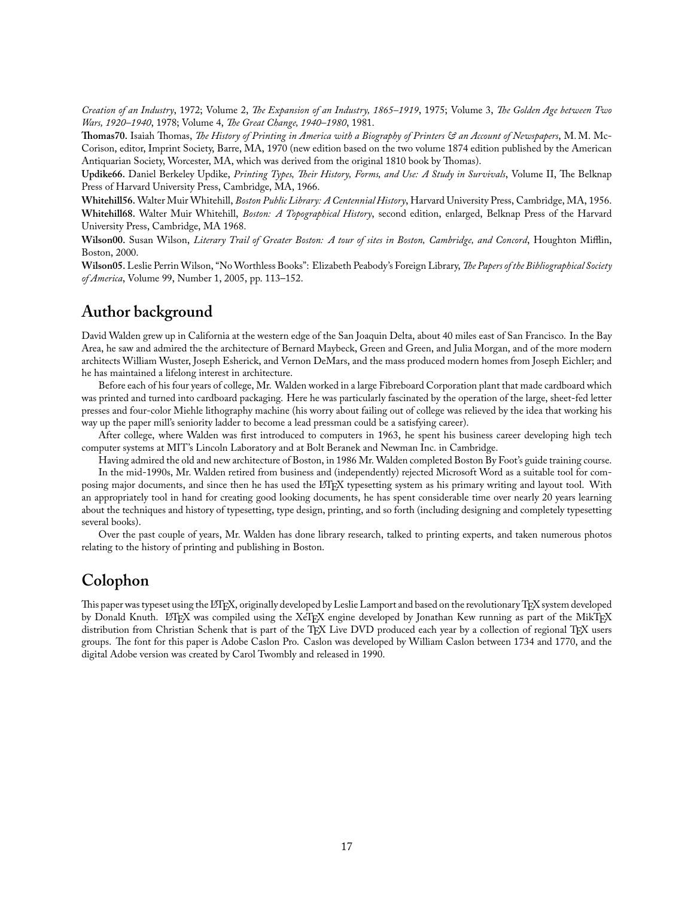*Creation of an Industry*, 1972; Volume 2, *The Expansion of an Industry, 1865–1919*, 1975; Volume 3, *The Golden Age between Two Wars, 1920–1940*, 1978; Volume 4, *The Great Change, 1940–1980*, 1981.

**Thomas70.** Isaiah Thomas, *The History of Printing in America with a Biography of Printers & an Account of Newspapers*, M. M. McCorison, editor, Imprint Society, Barre, MA, 1970 (new edition based on the two volume 1874 edition published by the American Antiquarian Society, Worcester, MA, which was derived from the original 1810 book by Thomas).

**Updike66.** Daniel Berkeley Updike, *Printing Types, Their History, Forms, and Use: A Study in Survivals*, Volume II, The Belknap Press of Harvard University Press, Cambridge, MA, 1966.

**Whitehill56.** Walter Muir Whitehill, *Boston Public Library: A Centennial History*, Harvard University Press, Cambridge, MA, 1956.

**Whitehill68.** Walter Muir Whitehill, *Boston: A Topographical History*, second edition, enlarged, Belknap Press of the Harvard University Press, Cambridge, MA 1968.

**Wilson00.** Susan Wilson, *Literary Trail of Greater Boston: A tour of sites in Boston, Cambridge, and Concord*, Houghton Mifflin, Boston, 2000.

**Wilson05.** Leslie Perrin Wilson, "No Worthless Books": Elizabeth Peabody's Foreign Library, *The Papers of the Bibliographical Society of America*, Volume 99, Number 1, 2005, pp. 113–152.

## Author background

David Walden grew up in California at the western edge of the San Joaquin Delta, about 40 miles east of San Francisco. In the Bay Area, he saw and admired the the architecture of Bernard Maybeck, Green and Green, and Julia Morgan, and of the more modern architects William Wuster, Joseph Esherick, and Vernon DeMars, and the mass produced modern homes from Joseph Eichler; and he has maintained a lifelong interest in architecture.

Before each of his four years of college, Mr. Walden worked in a large Fibreboard Corporation plant that made cardboard which was printed and turned into cardboard packaging. Here he was particularly fascinated by the operation of the large, sheet-fed letter presses and four-color Miehle lithography machine (his worry about failing out of college was relieved by the idea that working his way up the paper mill's seniority ladder to become a lead pressman could be a satisfying career).

After college, where Walden was first introduced to computers in 1963, he spent his business career developing high tech computer systems at MIT's Lincoln Laboratory and at Bolt Beranek and Newman Inc. in Cambridge.

Having admired the old and new architecture of Boston, in 1986 Mr. Walden completed Boston By Foot's guide training course.

In the mid-1990s, Mr. Walden retired from business and (independently) rejected Microsoft Word as a suitable tool for composing major documents, and since then he has used the LaTeX typesetting system as his primary writing and layout tool. With an appropriately tool in hand for creating good looking documents, he has spent considerable time over nearly 20 years learning about the techniques and history of typesetting, type design, printing, and so forth (including designing and completely typesetting several books).

Over the past couple of years, Mr. Walden has done library research, talked to printing experts, and taken numerous photos relating to the history of printing and publishing in Boston.

## Colophon

This paper was typeset using the LaTeX, originally developed by Leslie Lamport and based on the revolutionary TeX system developed by Donald Knuth. LaTeX was compiled using the XeTeX engine developed by Jonathan Kew running as part of the MikTeX distribution from Christian Schenk that is part of the TeX Live DVD produced each year by a collection of regional TeX users groups. The font for this paper is Adobe Caslon Pro. Caslon was developed by William Caslon between 1734 and 1770, and the digital Adobe version was created by Carol Twombly and released in 1990.